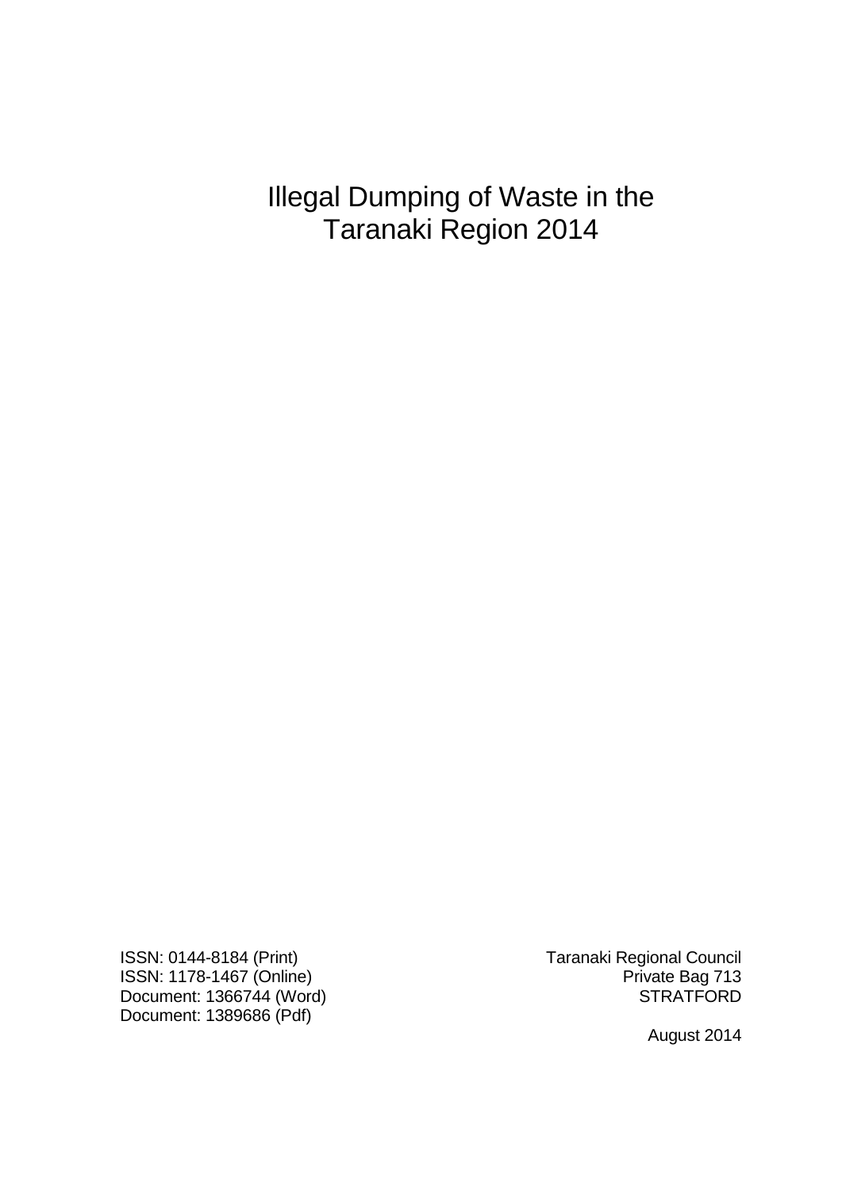# Illegal Dumping of Waste in the Taranaki Region 2014

ISSN: 0144-8184 (Print)
ISSN: 1178-1467 (Online)
Document: 1366744 (Word)
Document: 1389686 (Pdf)

Taranaki Regional Council
Private Bag 713
STRATFORD

August 2014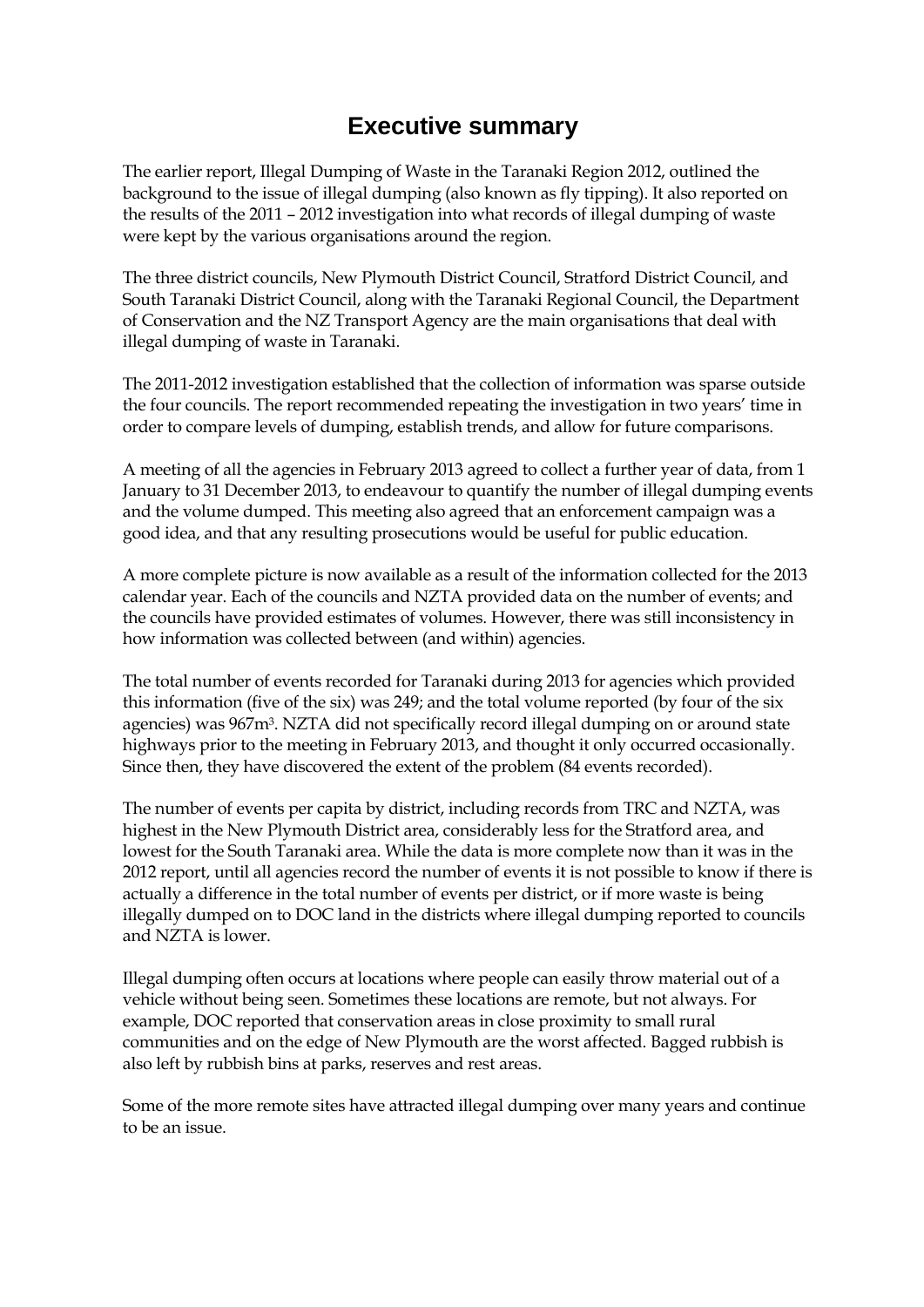# Executive summary

The earlier report, Illegal Dumping of Waste in the Taranaki Region 2012, outlined the background to the issue of illegal dumping (also known as fly tipping). It also reported on the results of the 2011 – 2012 investigation into what records of illegal dumping of waste were kept by the various organisations around the region.

The three district councils, New Plymouth District Council, Stratford District Council, and South Taranaki District Council, along with the Taranaki Regional Council, the Department of Conservation and the NZ Transport Agency are the main organisations that deal with illegal dumping of waste in Taranaki.

The 2011-2012 investigation established that the collection of information was sparse outside the four councils. The report recommended repeating the investigation in two years' time in order to compare levels of dumping, establish trends, and allow for future comparisons.

A meeting of all the agencies in February 2013 agreed to collect a further year of data, from 1 January to 31 December 2013, to endeavour to quantify the number of illegal dumping events and the volume dumped. This meeting also agreed that an enforcement campaign was a good idea, and that any resulting prosecutions would be useful for public education.

A more complete picture is now available as a result of the information collected for the 2013 calendar year. Each of the councils and NZTA provided data on the number of events; and the councils have provided estimates of volumes. However, there was still inconsistency in how information was collected between (and within) agencies.

The total number of events recorded for Taranaki during 2013 for agencies which provided this information (five of the six) was 249; and the total volume reported (by four of the six agencies) was 967m$^3$. NZTA did not specifically record illegal dumping on or around state highways prior to the meeting in February 2013, and thought it only occurred occasionally. Since then, they have discovered the extent of the problem (84 events recorded).

The number of events per capita by district, including records from TRC and NZTA, was highest in the New Plymouth District area, considerably less for the Stratford area, and lowest for the South Taranaki area. While the data is more complete now than it was in the 2012 report, until all agencies record the number of events it is not possible to know if there is actually a difference in the total number of events per district, or if more waste is being illegally dumped on to DOC land in the districts where illegal dumping reported to councils and NZTA is lower.

Illegal dumping often occurs at locations where people can easily throw material out of a vehicle without being seen. Sometimes these locations are remote, but not always. For example, DOC reported that conservation areas in close proximity to small rural communities and on the edge of New Plymouth are the worst affected. Bagged rubbish is also left by rubbish bins at parks, reserves and rest areas.

Some of the more remote sites have attracted illegal dumping over many years and continue to be an issue.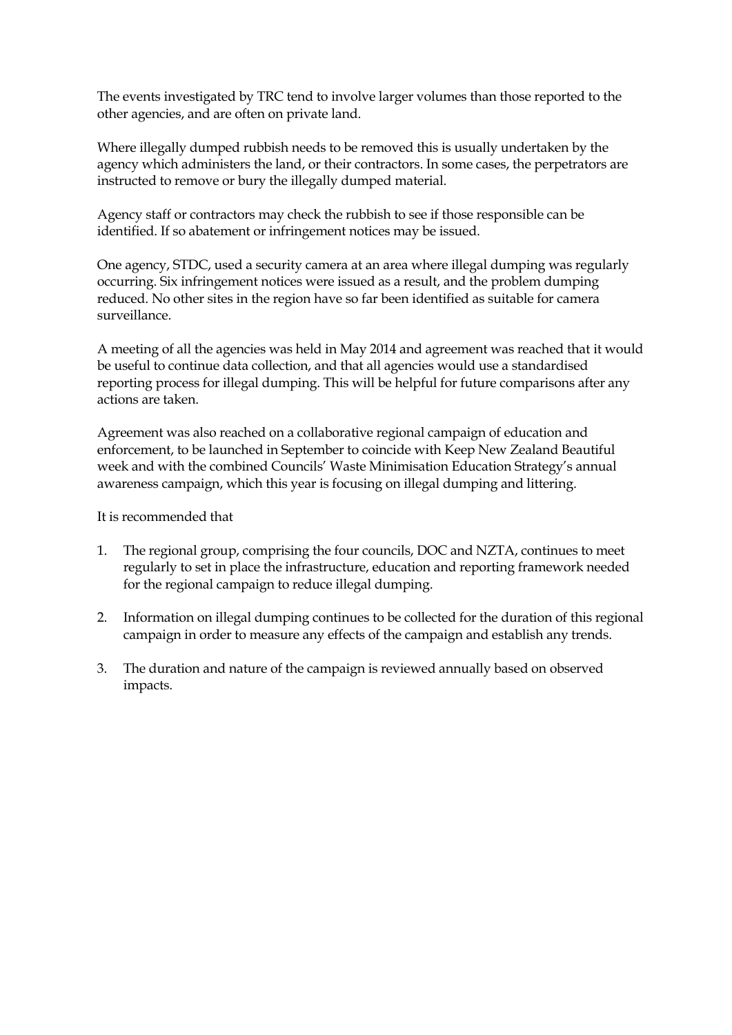The events investigated by TRC tend to involve larger volumes than those reported to the other agencies, and are often on private land.

Where illegally dumped rubbish needs to be removed this is usually undertaken by the agency which administers the land, or their contractors. In some cases, the perpetrators are instructed to remove or bury the illegally dumped material.

Agency staff or contractors may check the rubbish to see if those responsible can be identified. If so abatement or infringement notices may be issued.

One agency, STDC, used a security camera at an area where illegal dumping was regularly occurring. Six infringement notices were issued as a result, and the problem dumping reduced. No other sites in the region have so far been identified as suitable for camera surveillance.

A meeting of all the agencies was held in May 2014 and agreement was reached that it would be useful to continue data collection, and that all agencies would use a standardised reporting process for illegal dumping. This will be helpful for future comparisons after any actions are taken.

Agreement was also reached on a collaborative regional campaign of education and enforcement, to be launched in September to coincide with Keep New Zealand Beautiful week and with the combined Councils' Waste Minimisation Education Strategy's annual awareness campaign, which this year is focusing on illegal dumping and littering.

It is recommended that

1. The regional group, comprising the four councils, DOC and NZTA, continues to meet regularly to set in place the infrastructure, education and reporting framework needed for the regional campaign to reduce illegal dumping.
2. Information on illegal dumping continues to be collected for the duration of this regional campaign in order to measure any effects of the campaign and establish any trends.
3. The duration and nature of the campaign is reviewed annually based on observed impacts.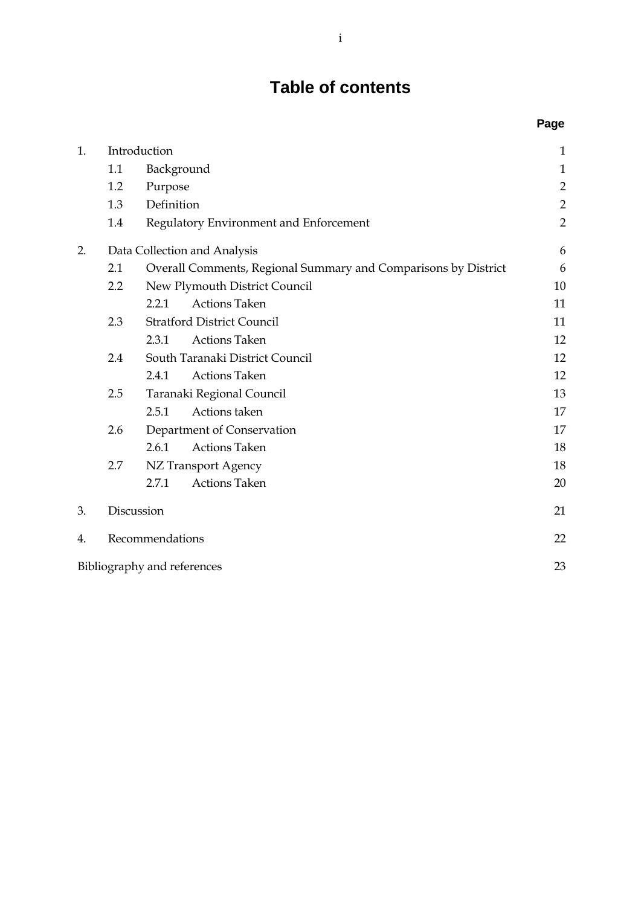# Table of contents

| | | | Page |
|---|---|---|---|
| 1. | Introduction | | 1 |
| | 1.1 | Background | 1 |
| | 1.2 | Purpose | 2 |
| | 1.3 | Definition | 2 |
| | 1.4 | Regulatory Environment and Enforcement | 2 |
| 2. | Data Collection and Analysis | | 6 |
| | 2.1 | Overall Comments, Regional Summary and Comparisons by District | 6 |
| | 2.2 | New Plymouth District Council | 10 |
| | | 2.2.1 Actions Taken | 11 |
| | 2.3 | Stratford District Council | 11 |
| | | 2.3.1 Actions Taken | 12 |
| | 2.4 | South Taranaki District Council | 12 |
| | | 2.4.1 Actions Taken | 12 |
| | 2.5 | Taranaki Regional Council | 13 |
| | | 2.5.1 Actions taken | 17 |
| | 2.6 | Department of Conservation | 17 |
| | | 2.6.1 Actions Taken | 18 |
| | 2.7 | NZ Transport Agency | 18 |
| | | 2.7.1 Actions Taken | 20 |
| 3. | Discussion | | 21 |
| 4. | Recommendations | | 22 |
| Bibliography and references | | | 23 |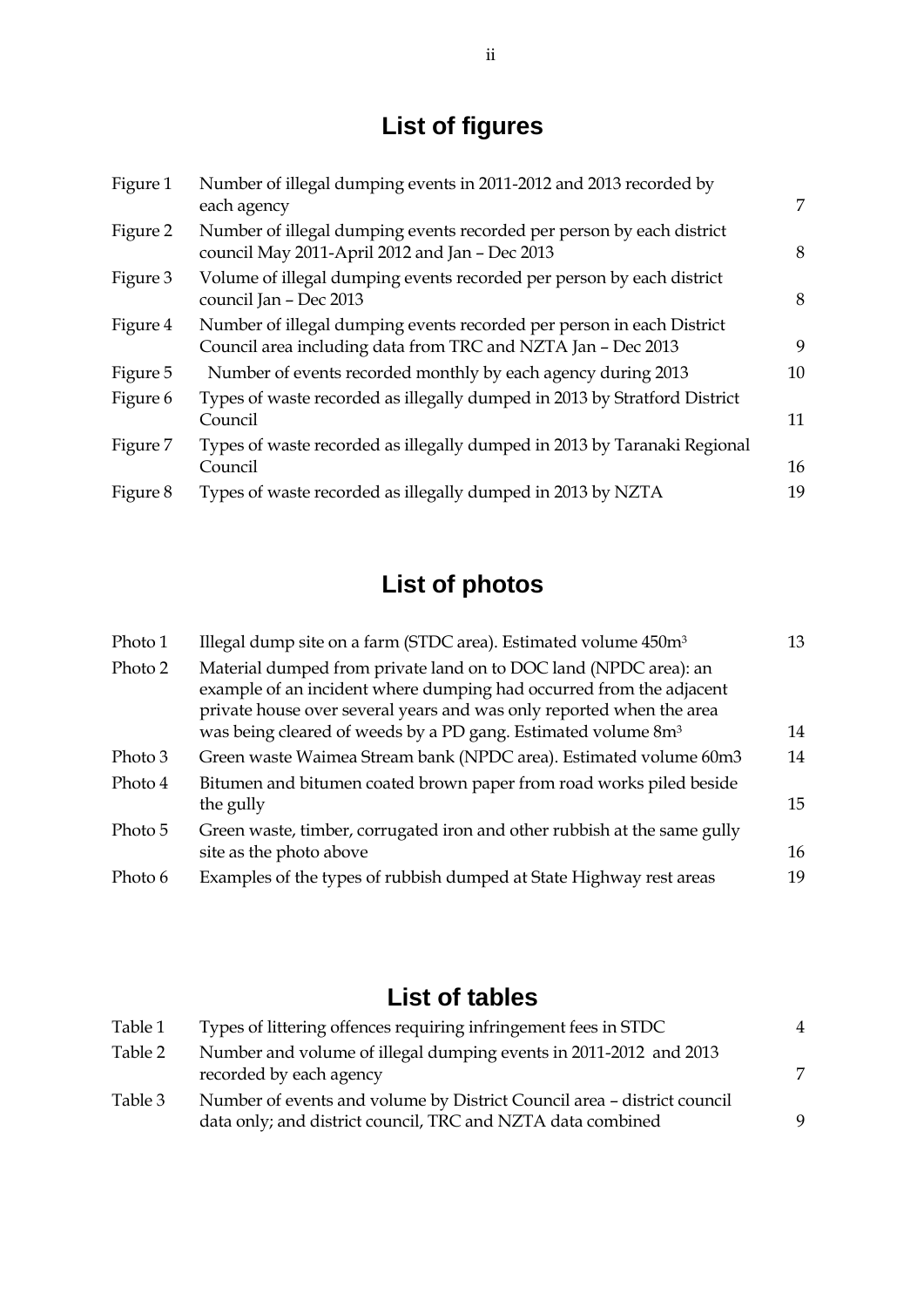## List of figures

| | | |
|---|---|---|
| Figure 1 | Number of illegal dumping events in 2011-2012 and 2013 recorded by each agency | 7 |
| Figure 2 | Number of illegal dumping events recorded per person by each district council May 2011-April 2012 and Jan – Dec 2013 | 8 |
| Figure 3 | Volume of illegal dumping events recorded per person by each district council Jan – Dec 2013 | 8 |
| Figure 4 | Number of illegal dumping events recorded per person in each District Council area including data from TRC and NZTA Jan – Dec 2013 | 9 |
| Figure 5 | Number of events recorded monthly by each agency during 2013 | 10 |
| Figure 6 | Types of waste recorded as illegally dumped in 2013 by Stratford District Council | 11 |
| Figure 7 | Types of waste recorded as illegally dumped in 2013 by Taranaki Regional Council | 16 |
| Figure 8 | Types of waste recorded as illegally dumped in 2013 by NZTA | 19 |

## List of photos

| | | |
|---|---|---|
| Photo 1 | Illegal dump site on a farm (STDC area). Estimated volume 450m$^3$ | 13 |
| Photo 2 | Material dumped from private land on to DOC land (NPDC area): an example of an incident where dumping had occurred from the adjacent private house over several years and was only reported when the area was being cleared of weeds by a PD gang. Estimated volume 8m$^3$ | 14 |
| Photo 3 | Green waste Waimea Stream bank (NPDC area). Estimated volume 60m3 | 14 |
| Photo 4 | Bitumen and bitumen coated brown paper from road works piled beside the gully | 15 |
| Photo 5 | Green waste, timber, corrugated iron and other rubbish at the same gully site as the photo above | 16 |
| Photo 6 | Examples of the types of rubbish dumped at State Highway rest areas | 19 |

## List of tables

| | | |
|---|---|---|
| Table 1 | Types of littering offences requiring infringement fees in STDC | 4 |
| Table 2 | Number and volume of illegal dumping events in 2011-2012 and 2013 recorded by each agency | 7 |
| Table 3 | Number of events and volume by District Council area – district council data only; and district council, TRC and NZTA data combined | 9 |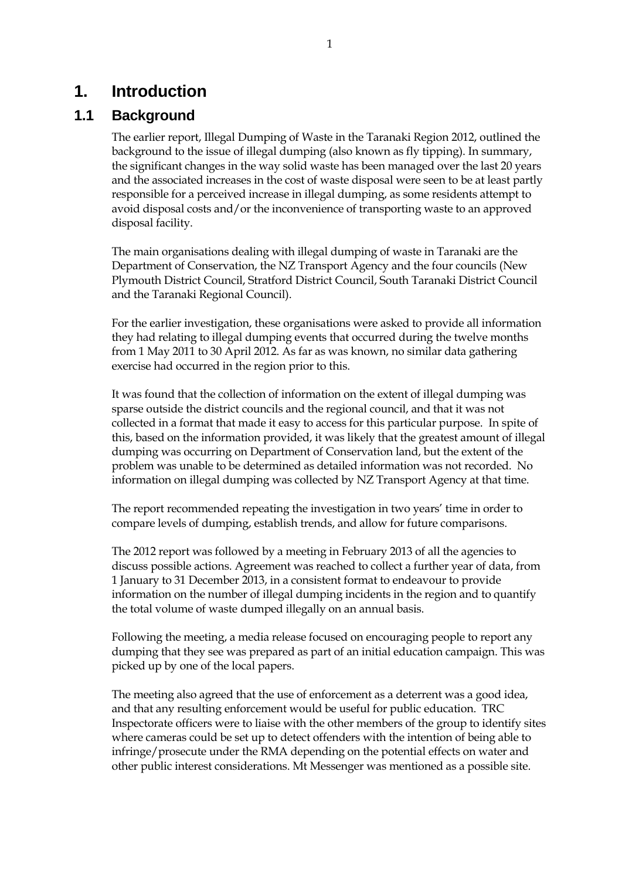# 1. Introduction

## 1.1 Background

The earlier report, Illegal Dumping of Waste in the Taranaki Region 2012, outlined the background to the issue of illegal dumping (also known as fly tipping). In summary, the significant changes in the way solid waste has been managed over the last 20 years and the associated increases in the cost of waste disposal were seen to be at least partly responsible for a perceived increase in illegal dumping, as some residents attempt to avoid disposal costs and/or the inconvenience of transporting waste to an approved disposal facility.

The main organisations dealing with illegal dumping of waste in Taranaki are the Department of Conservation, the NZ Transport Agency and the four councils (New Plymouth District Council, Stratford District Council, South Taranaki District Council and the Taranaki Regional Council).

For the earlier investigation, these organisations were asked to provide all information they had relating to illegal dumping events that occurred during the twelve months from 1 May 2011 to 30 April 2012. As far as was known, no similar data gathering exercise had occurred in the region prior to this.

It was found that the collection of information on the extent of illegal dumping was sparse outside the district councils and the regional council, and that it was not collected in a format that made it easy to access for this particular purpose. In spite of this, based on the information provided, it was likely that the greatest amount of illegal dumping was occurring on Department of Conservation land, but the extent of the problem was unable to be determined as detailed information was not recorded. No information on illegal dumping was collected by NZ Transport Agency at that time.

The report recommended repeating the investigation in two years' time in order to compare levels of dumping, establish trends, and allow for future comparisons.

The 2012 report was followed by a meeting in February 2013 of all the agencies to discuss possible actions. Agreement was reached to collect a further year of data, from 1 January to 31 December 2013, in a consistent format to endeavour to provide information on the number of illegal dumping incidents in the region and to quantify the total volume of waste dumped illegally on an annual basis.

Following the meeting, a media release focused on encouraging people to report any dumping that they see was prepared as part of an initial education campaign. This was picked up by one of the local papers.

The meeting also agreed that the use of enforcement as a deterrent was a good idea, and that any resulting enforcement would be useful for public education. TRC Inspectorate officers were to liaise with the other members of the group to identify sites where cameras could be set up to detect offenders with the intention of being able to infringe/prosecute under the RMA depending on the potential effects on water and other public interest considerations. Mt Messenger was mentioned as a possible site.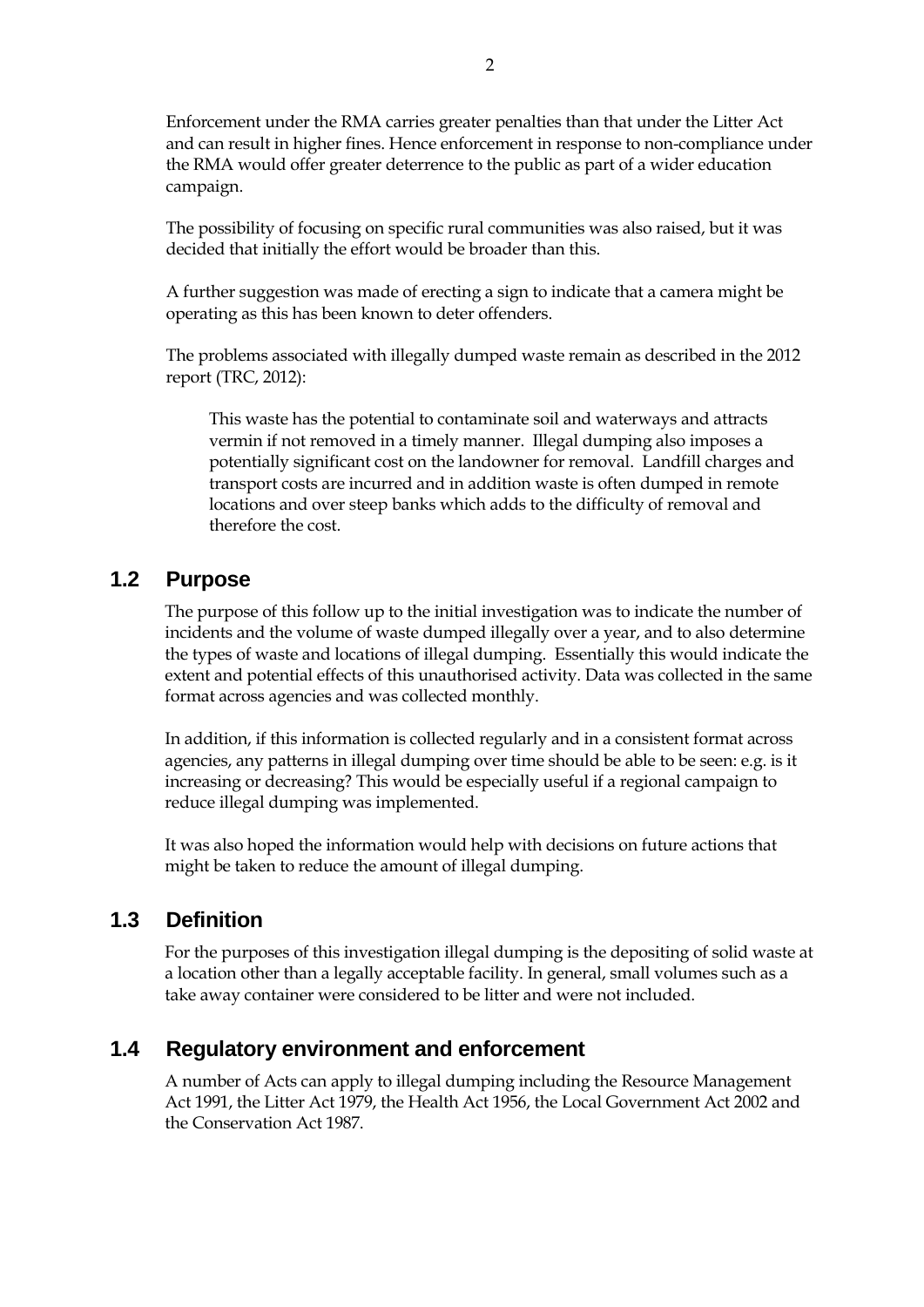Enforcement under the RMA carries greater penalties than that under the Litter Act and can result in higher fines. Hence enforcement in response to non-compliance under the RMA would offer greater deterrence to the public as part of a wider education campaign.

The possibility of focusing on specific rural communities was also raised, but it was decided that initially the effort would be broader than this.

A further suggestion was made of erecting a sign to indicate that a camera might be operating as this has been known to deter offenders.

The problems associated with illegally dumped waste remain as described in the 2012 report (TRC, 2012):

> This waste has the potential to contaminate soil and waterways and attracts vermin if not removed in a timely manner. Illegal dumping also imposes a potentially significant cost on the landowner for removal. Landfill charges and transport costs are incurred and in addition waste is often dumped in remote locations and over steep banks which adds to the difficulty of removal and therefore the cost.

## 1.2 Purpose

The purpose of this follow up to the initial investigation was to indicate the number of incidents and the volume of waste dumped illegally over a year, and to also determine the types of waste and locations of illegal dumping. Essentially this would indicate the extent and potential effects of this unauthorised activity. Data was collected in the same format across agencies and was collected monthly.

In addition, if this information is collected regularly and in a consistent format across agencies, any patterns in illegal dumping over time should be able to be seen: e.g. is it increasing or decreasing? This would be especially useful if a regional campaign to reduce illegal dumping was implemented.

It was also hoped the information would help with decisions on future actions that might be taken to reduce the amount of illegal dumping.

## 1.3 Definition

For the purposes of this investigation illegal dumping is the depositing of solid waste at a location other than a legally acceptable facility. In general, small volumes such as a take away container were considered to be litter and were not included.

## 1.4 Regulatory environment and enforcement

A number of Acts can apply to illegal dumping including the Resource Management Act 1991, the Litter Act 1979, the Health Act 1956, the Local Government Act 2002 and the Conservation Act 1987.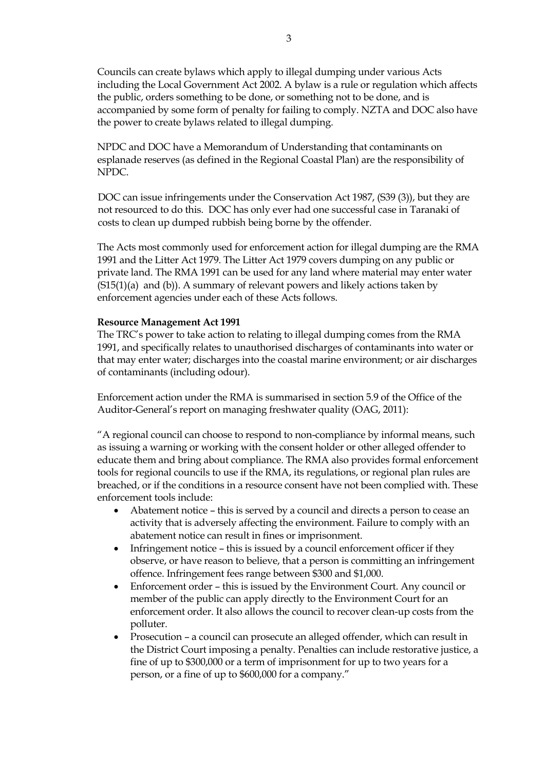Councils can create bylaws which apply to illegal dumping under various Acts including the Local Government Act 2002. A bylaw is a rule or regulation which affects the public, orders something to be done, or something not to be done, and is accompanied by some form of penalty for failing to comply. NZTA and DOC also have the power to create bylaws related to illegal dumping.

NPDC and DOC have a Memorandum of Understanding that contaminants on esplanade reserves (as defined in the Regional Coastal Plan) are the responsibility of NPDC.

DOC can issue infringements under the Conservation Act 1987, (S39 (3)), but they are not resourced to do this. DOC has only ever had one successful case in Taranaki of costs to clean up dumped rubbish being borne by the offender.

The Acts most commonly used for enforcement action for illegal dumping are the RMA 1991 and the Litter Act 1979. The Litter Act 1979 covers dumping on any public or private land. The RMA 1991 can be used for any land where material may enter water (S15(1)(a) and (b)). A summary of relevant powers and likely actions taken by enforcement agencies under each of these Acts follows.

**Resource Management Act 1991**

The TRC's power to take action to relating to illegal dumping comes from the RMA 1991, and specifically relates to unauthorised discharges of contaminants into water or that may enter water; discharges into the coastal marine environment; or air discharges of contaminants (including odour).

Enforcement action under the RMA is summarised in section 5.9 of the Office of the Auditor-General's report on managing freshwater quality (OAG, 2011):

"A regional council can choose to respond to non-compliance by informal means, such as issuing a warning or working with the consent holder or other alleged offender to educate them and bring about compliance. The RMA also provides formal enforcement tools for regional councils to use if the RMA, its regulations, or regional plan rules are breached, or if the conditions in a resource consent have not been complied with. These enforcement tools include:

- Abatement notice – this is served by a council and directs a person to cease an activity that is adversely affecting the environment. Failure to comply with an abatement notice can result in fines or imprisonment.
- Infringement notice – this is issued by a council enforcement officer if they observe, or have reason to believe, that a person is committing an infringement offence. Infringement fees range between $300 and $1,000.
- Enforcement order – this is issued by the Environment Court. Any council or member of the public can apply directly to the Environment Court for an enforcement order. It also allows the council to recover clean-up costs from the polluter.
- Prosecution – a council can prosecute an alleged offender, which can result in the District Court imposing a penalty. Penalties can include restorative justice, a fine of up to $300,000 or a term of imprisonment for up to two years for a person, or a fine of up to $600,000 for a company."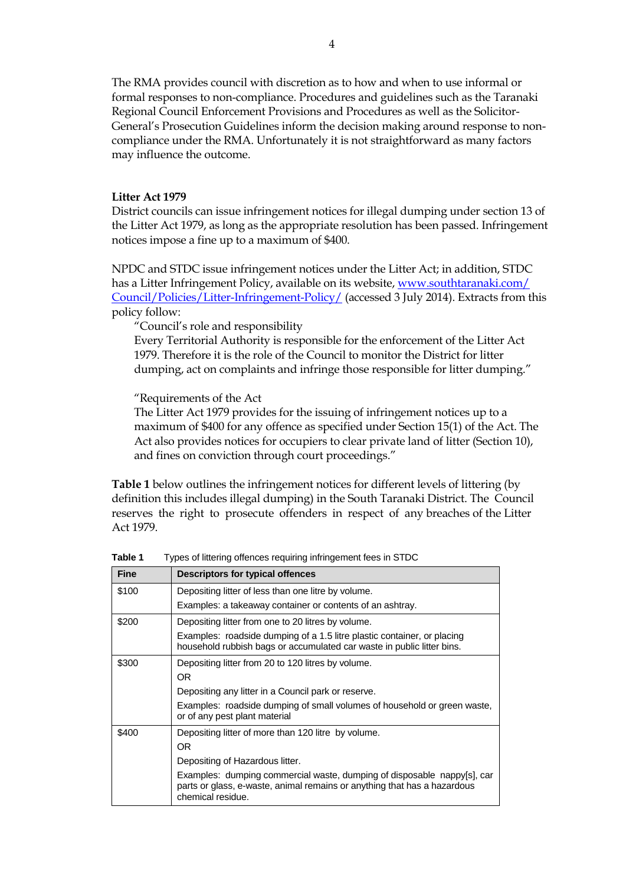The RMA provides council with discretion as to how and when to use informal or formal responses to non-compliance. Procedures and guidelines such as the Taranaki Regional Council Enforcement Provisions and Procedures as well as the Solicitor-General's Prosecution Guidelines inform the decision making around response to non-compliance under the RMA. Unfortunately it is not straightforward as many factors may influence the outcome.

**Litter Act 1979**

District councils can issue infringement notices for illegal dumping under section 13 of the Litter Act 1979, as long as the appropriate resolution has been passed. Infringement notices impose a fine up to a maximum of $400.

NPDC and STDC issue infringement notices under the Litter Act; in addition, STDC has a Litter Infringement Policy, available on its website, [www.southtaranaki.com/Council/Policies/Litter-Infringement-Policy/](www.southtaranaki.com/Council/Policies/Litter-Infringement-Policy/) (accessed 3 July 2014). Extracts from this policy follow:

> "Council's role and responsibility
> Every Territorial Authority is responsible for the enforcement of the Litter Act 1979. Therefore it is the role of the Council to monitor the District for litter dumping, act on complaints and infringe those responsible for litter dumping."
>
> "Requirements of the Act
> The Litter Act 1979 provides for the issuing of infringement notices up to a maximum of $400 for any offence as specified under Section 15(1) of the Act. The Act also provides notices for occupiers to clear private land of litter (Section 10), and fines on conviction through court proceedings."

**Table 1** below outlines the infringement notices for different levels of littering (by definition this includes illegal dumping) in the South Taranaki District. The Council reserves the right to prosecute offenders in respect of any breaches of the Litter Act 1979.

**Table 1** Types of littering offences requiring infringement fees in STDC

| Fine | Descriptors for typical offences |
|---|---|
| $100 | Depositing litter of less than one litre by volume.<br>Examples: a takeaway container or contents of an ashtray. |
| $200 | Depositing litter from one to 20 litres by volume.<br>Examples: roadside dumping of a 1.5 litre plastic container, or placing household rubbish bags or accumulated car waste in public litter bins. |
| $300 | Depositing litter from 20 to 120 litres by volume.<br>OR<br>Depositing any litter in a Council park or reserve.<br>Examples: roadside dumping of small volumes of household or green waste, or of any pest plant material |
| $400 | Depositing litter of more than 120 litre by volume.<br>OR<br>Depositing of Hazardous litter.<br>Examples: dumping commercial waste, dumping of disposable nappy[s], car parts or glass, e-waste, animal remains or anything that has a hazardous chemical residue. |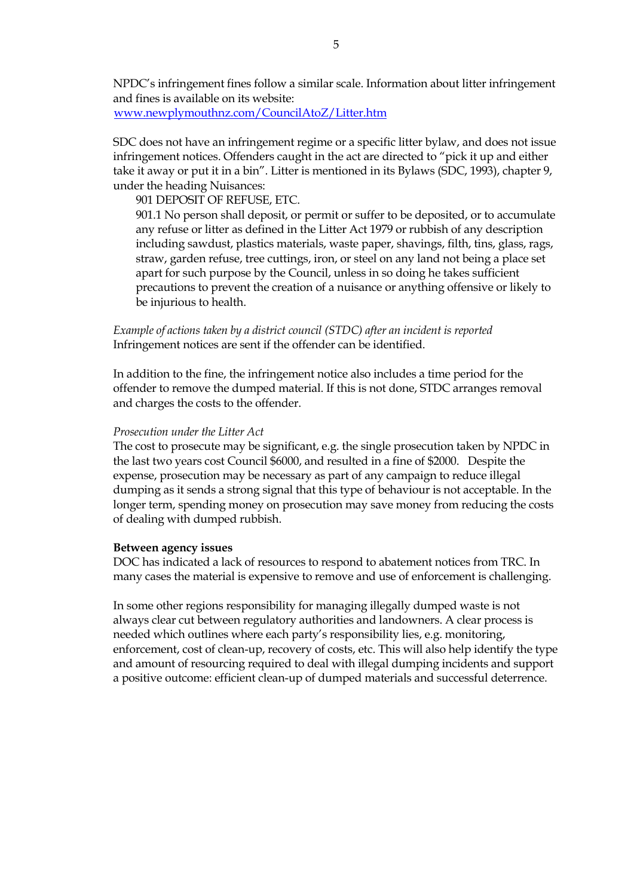NPDC's infringement fines follow a similar scale. Information about litter infringement and fines is available on its website:
[www.newplymouthnz.com/CouncilAtoZ/Litter.htm](www.newplymouthnz.com/CouncilAtoZ/Litter.htm)

SDC does not have an infringement regime or a specific litter bylaw, and does not issue infringement notices. Offenders caught in the act are directed to "pick it up and either take it away or put it in a bin". Litter is mentioned in its Bylaws (SDC, 1993), chapter 9, under the heading Nuisances:

> 901 DEPOSIT OF REFUSE, ETC.
>
> 901.1 No person shall deposit, or permit or suffer to be deposited, or to accumulate any refuse or litter as defined in the Litter Act 1979 or rubbish of any description including sawdust, plastics materials, waste paper, shavings, filth, tins, glass, rags, straw, garden refuse, tree cuttings, iron, or steel on any land not being a place set apart for such purpose by the Council, unless in so doing he takes sufficient precautions to prevent the creation of a nuisance or anything offensive or likely to be injurious to health.

*Example of actions taken by a district council (STDC) after an incident is reported*
Infringement notices are sent if the offender can be identified.

In addition to the fine, the infringement notice also includes a time period for the offender to remove the dumped material. If this is not done, STDC arranges removal and charges the costs to the offender.

*Prosecution under the Litter Act*
The cost to prosecute may be significant, e.g. the single prosecution taken by NPDC in the last two years cost Council $6000, and resulted in a fine of $2000. Despite the expense, prosecution may be necessary as part of any campaign to reduce illegal dumping as it sends a strong signal that this type of behaviour is not acceptable. In the longer term, spending money on prosecution may save money from reducing the costs of dealing with dumped rubbish.

**Between agency issues**
DOC has indicated a lack of resources to respond to abatement notices from TRC. In many cases the material is expensive to remove and use of enforcement is challenging.

In some other regions responsibility for managing illegally dumped waste is not always clear cut between regulatory authorities and landowners. A clear process is needed which outlines where each party's responsibility lies, e.g. monitoring, enforcement, cost of clean-up, recovery of costs, etc. This will also help identify the type and amount of resourcing required to deal with illegal dumping incidents and support a positive outcome: efficient clean-up of dumped materials and successful deterrence.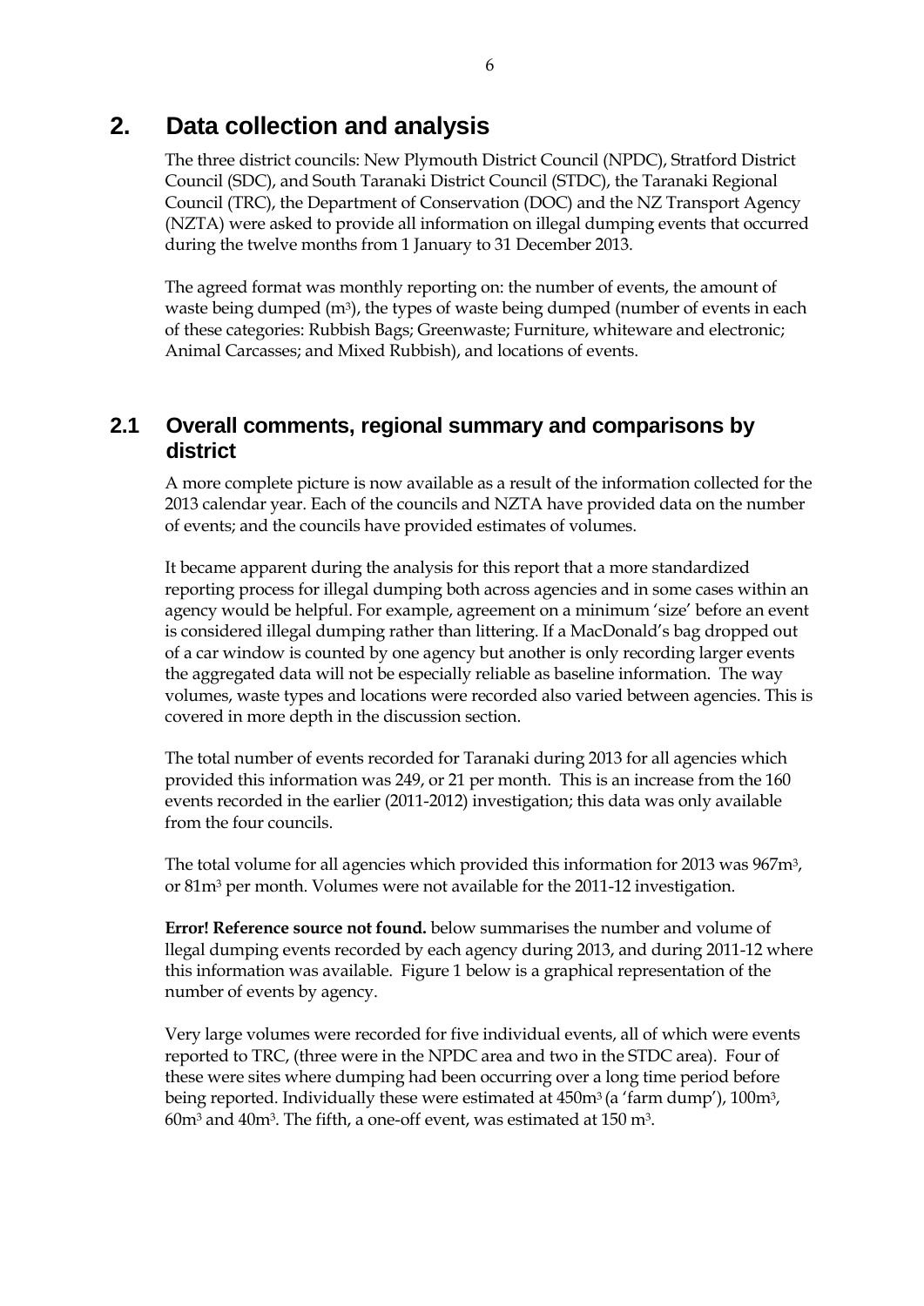# 2. Data collection and analysis

The three district councils: New Plymouth District Council (NPDC), Stratford District Council (SDC), and South Taranaki District Council (STDC), the Taranaki Regional Council (TRC), the Department of Conservation (DOC) and the NZ Transport Agency (NZTA) were asked to provide all information on illegal dumping events that occurred during the twelve months from 1 January to 31 December 2013.

The agreed format was monthly reporting on: the number of events, the amount of waste being dumped ($m^3$), the types of waste being dumped (number of events in each of these categories: Rubbish Bags; Greenwaste; Furniture, whiteware and electronic; Animal Carcasses; and Mixed Rubbish), and locations of events.

## 2.1 Overall comments, regional summary and comparisons by district

A more complete picture is now available as a result of the information collected for the 2013 calendar year. Each of the councils and NZTA have provided data on the number of events; and the councils have provided estimates of volumes.

It became apparent during the analysis for this report that a more standardized reporting process for illegal dumping both across agencies and in some cases within an agency would be helpful. For example, agreement on a minimum 'size' before an event is considered illegal dumping rather than littering. If a MacDonald's bag dropped out of a car window is counted by one agency but another is only recording larger events the aggregated data will not be especially reliable as baseline information. The way volumes, waste types and locations were recorded also varied between agencies. This is covered in more depth in the discussion section.

The total number of events recorded for Taranaki during 2013 for all agencies which provided this information was 249, or 21 per month. This is an increase from the 160 events recorded in the earlier (2011-2012) investigation; this data was only available from the four councils.

The total volume for all agencies which provided this information for 2013 was 967$m^3$, or 81$m^3$ per month. Volumes were not available for the 2011-12 investigation.

**Error! Reference source not found.** below summarises the number and volume of llegal dumping events recorded by each agency during 2013, and during 2011-12 where this information was available. Figure 1 below is a graphical representation of the number of events by agency.

Very large volumes were recorded for five individual events, all of which were events reported to TRC, (three were in the NPDC area and two in the STDC area). Four of these were sites where dumping had been occurring over a long time period before being reported. Individually these were estimated at 450$m^3$ (a 'farm dump'), 100$m^3$, 60$m^3$ and 40$m^3$. The fifth, a one-off event, was estimated at 150 $m^3$.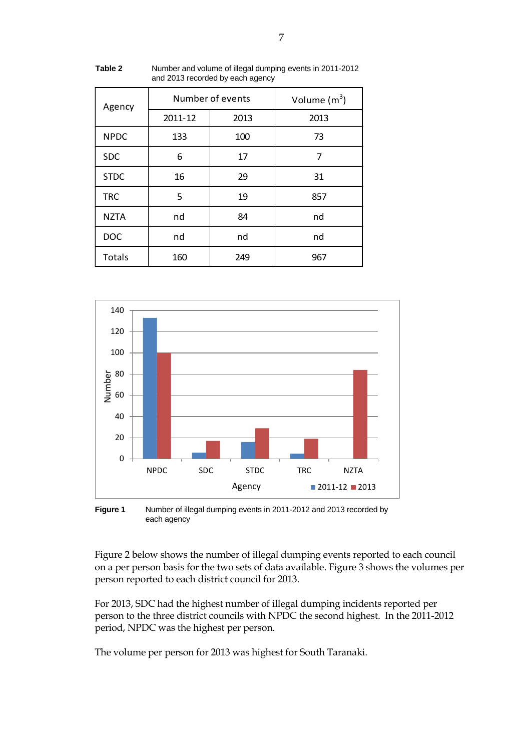**Table 2** Number and volume of illegal dumping events in 2011-2012 and 2013 recorded by each agency

| Agency | Number of events | | Volume ($m^3$) |
|---|---|---|---|
| | 2011-12 | 2013 | 2013 |
| NPDC | 133 | 100 | 73 |
| SDC | 6 | 17 | 7 |
| STDC | 16 | 29 | 31 |
| TRC | 5 | 19 | 857 |
| NZTA | nd | 84 | nd |
| DOC | nd | nd | nd |
| Totals | 160 | 249 | 967 |

**Figure 1** Number of illegal dumping events in 2011-2012 and 2013 recorded by each agency

Figure 2 below shows the number of illegal dumping events reported to each council on a per person basis for the two sets of data available. Figure 3 shows the volumes per person reported to each district council for 2013.

For 2013, SDC had the highest number of illegal dumping incidents reported per person to the three district councils with NPDC the second highest. In the 2011-2012 period, NPDC was the highest per person.

The volume per person for 2013 was highest for South Taranaki.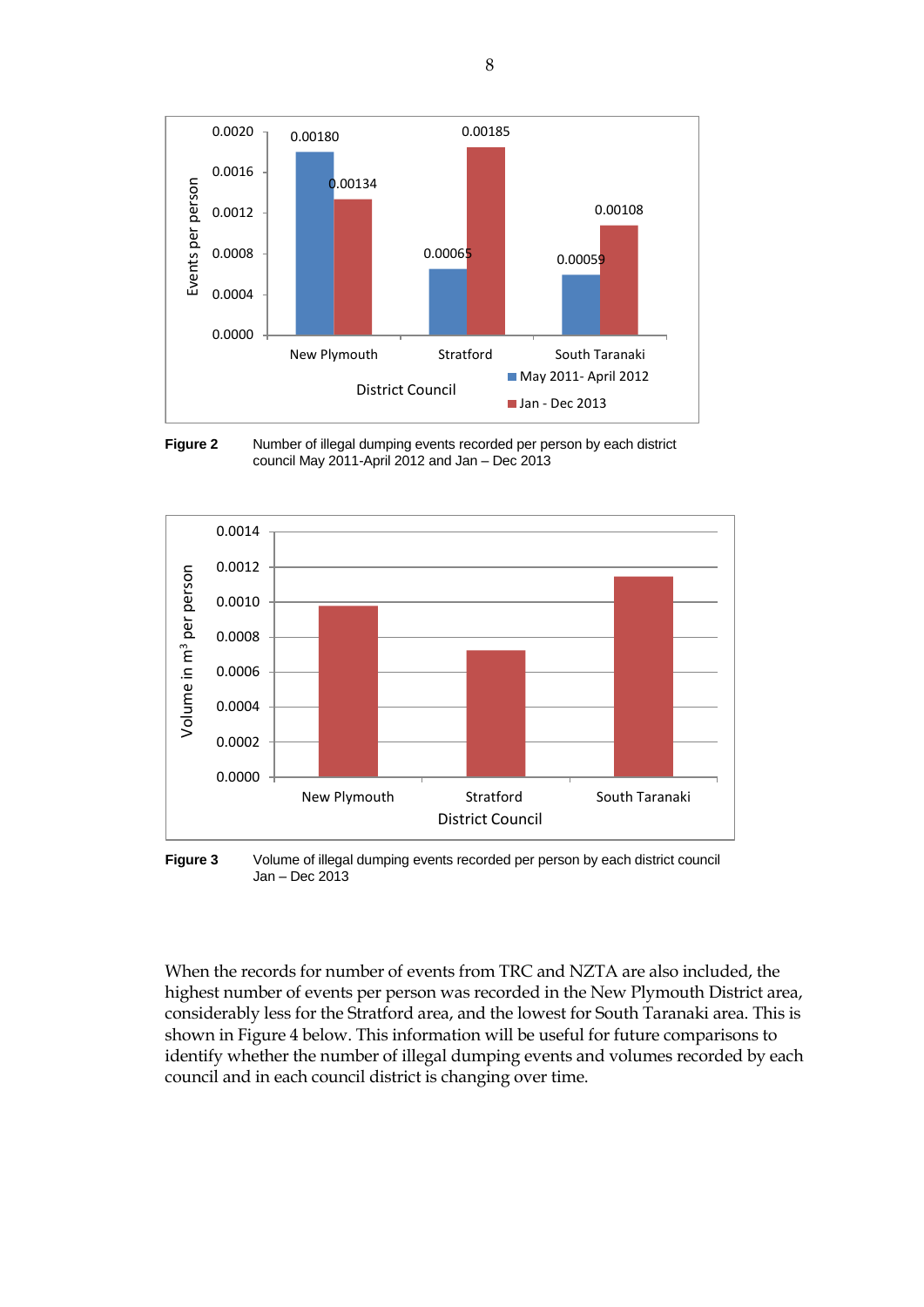**Figure 2** Number of illegal dumping events recorded per person by each district council May 2011-April 2012 and Jan – Dec 2013

**Figure 3** Volume of illegal dumping events recorded per person by each district council Jan – Dec 2013

When the records for number of events from TRC and NZTA are also included, the highest number of events per person was recorded in the New Plymouth District area, considerably less for the Stratford area, and the lowest for South Taranaki area. This is shown in Figure 4 below. This information will be useful for future comparisons to identify whether the number of illegal dumping events and volumes recorded by each council and in each council district is changing over time.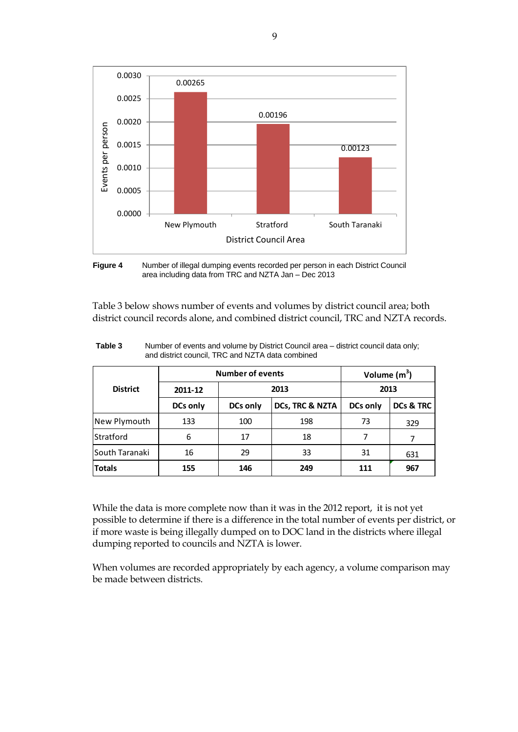**Figure 4** Number of illegal dumping events recorded per person in each District Council area including data from TRC and NZTA Jan – Dec 2013

Table 3 below shows number of events and volumes by district council area; both district council records alone, and combined district council, TRC and NZTA records.

**Table 3** Number of events and volume by District Council area – district council data only; and district council, TRC and NZTA data combined

| District | Number of events | | | Volume (m$^3$) | |
|---|---|---|---|---|---|
| | 2011-12 | 2013 | | 2013 | |
| | DCs only | DCs only | DCs, TRC & NZTA | DCs only | DCs & TRC |
| New Plymouth | 133 | 100 | 198 | 73 | 329 |
| Stratford | 6 | 17 | 18 | 7 | 7 |
| South Taranaki | 16 | 29 | 33 | 31 | 631 |
| **Totals** | **155** | **146** | **249** | **111** | **967** |

While the data is more complete now than it was in the 2012 report, it is not yet possible to determine if there is a difference in the total number of events per district, or if more waste is being illegally dumped on to DOC land in the districts where illegal dumping reported to councils and NZTA is lower.

When volumes are recorded appropriately by each agency, a volume comparison may be made between districts.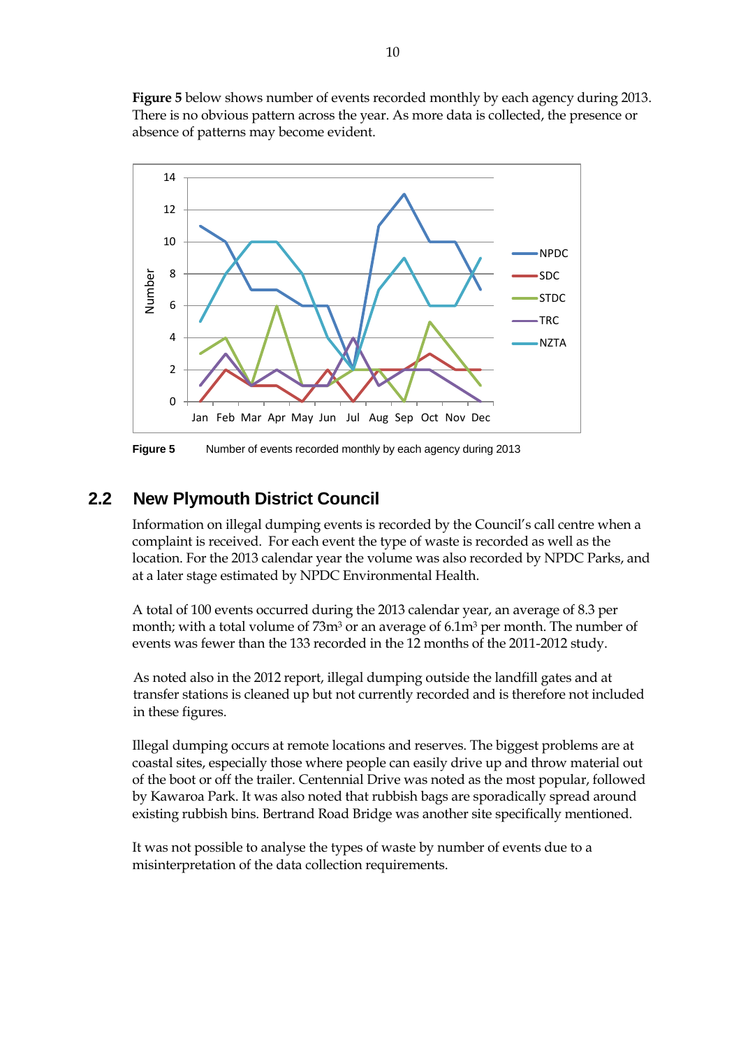**Figure 5** below shows number of events recorded monthly by each agency during 2013. There is no obvious pattern across the year. As more data is collected, the presence or absence of patterns may become evident.

**Figure 5** Number of events recorded monthly by each agency during 2013

## 2.2 New Plymouth District Council

Information on illegal dumping events is recorded by the Council's call centre when a complaint is received. For each event the type of waste is recorded as well as the location. For the 2013 calendar year the volume was also recorded by NPDC Parks, and at a later stage estimated by NPDC Environmental Health.

A total of 100 events occurred during the 2013 calendar year, an average of 8.3 per month; with a total volume of 73m³ or an average of 6.1m³ per month. The number of events was fewer than the 133 recorded in the 12 months of the 2011-2012 study.

As noted also in the 2012 report, illegal dumping outside the landfill gates and at transfer stations is cleaned up but not currently recorded and is therefore not included in these figures.

Illegal dumping occurs at remote locations and reserves. The biggest problems are at coastal sites, especially those where people can easily drive up and throw material out of the boot or off the trailer. Centennial Drive was noted as the most popular, followed by Kawaroa Park. It was also noted that rubbish bags are sporadically spread around existing rubbish bins. Bertrand Road Bridge was another site specifically mentioned.

It was not possible to analyse the types of waste by number of events due to a misinterpretation of the data collection requirements.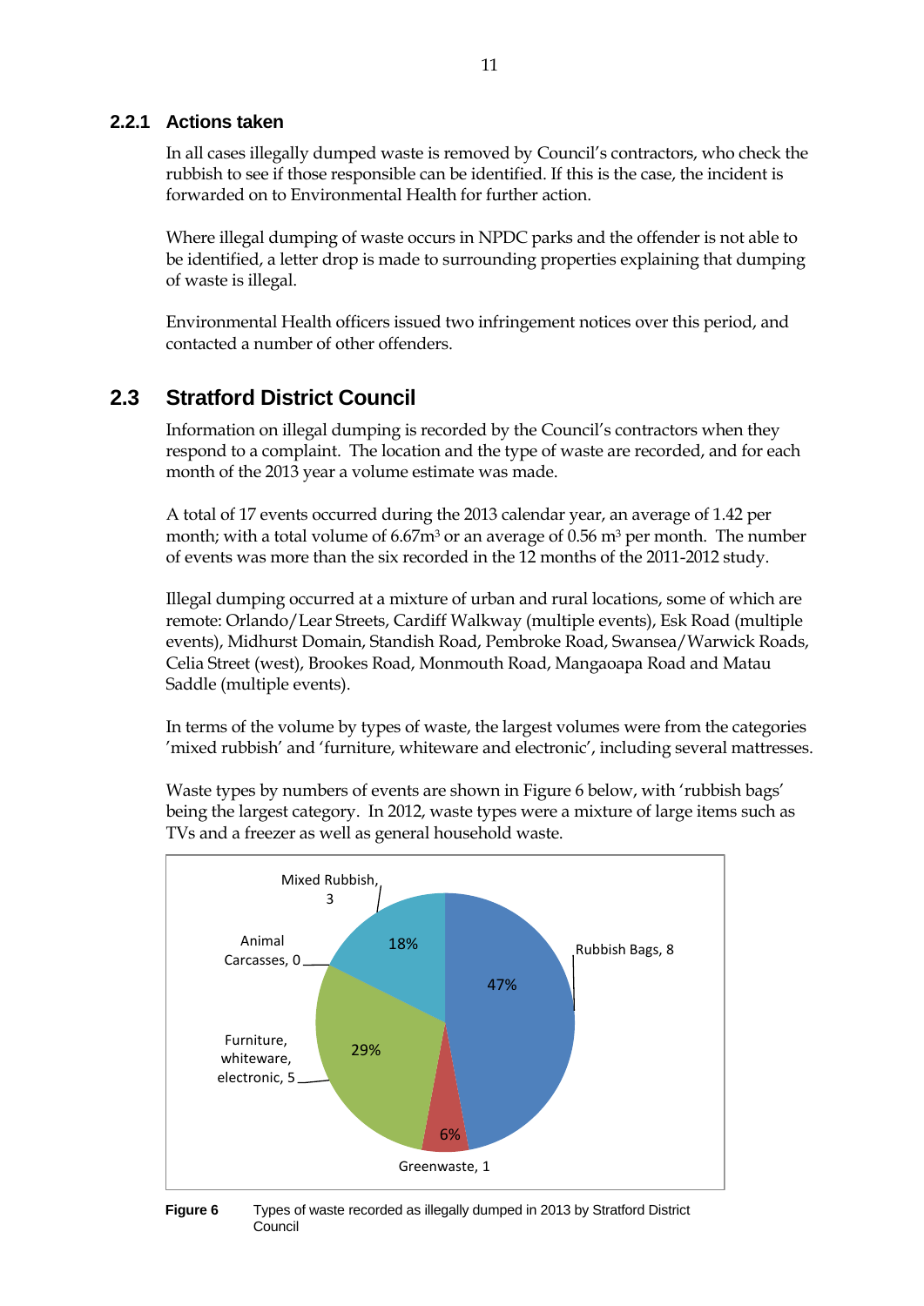### 2.2.1 Actions taken

In all cases illegally dumped waste is removed by Council's contractors, who check the rubbish to see if those responsible can be identified. If this is the case, the incident is forwarded on to Environmental Health for further action.

Where illegal dumping of waste occurs in NPDC parks and the offender is not able to be identified, a letter drop is made to surrounding properties explaining that dumping of waste is illegal.

Environmental Health officers issued two infringement notices over this period, and contacted a number of other offenders.

## 2.3 Stratford District Council

Information on illegal dumping is recorded by the Council's contractors when they respond to a complaint. The location and the type of waste are recorded, and for each month of the 2013 year a volume estimate was made.

A total of 17 events occurred during the 2013 calendar year, an average of 1.42 per month; with a total volume of 6.67m$^3$ or an average of 0.56 m$^3$ per month. The number of events was more than the six recorded in the 12 months of the 2011-2012 study.

Illegal dumping occurred at a mixture of urban and rural locations, some of which are remote: Orlando/Lear Streets, Cardiff Walkway (multiple events), Esk Road (multiple events), Midhurst Domain, Standish Road, Pembroke Road, Swansea/Warwick Roads, Celia Street (west), Brookes Road, Monmouth Road, Mangaoapa Road and Matau Saddle (multiple events).

In terms of the volume by types of waste, the largest volumes were from the categories 'mixed rubbish' and 'furniture, whiteware and electronic', including several mattresses.

Waste types by numbers of events are shown in Figure 6 below, with 'rubbish bags' being the largest category. In 2012, waste types were a mixture of large items such as TVs and a freezer as well as general household waste.

| Waste type | Number of events | Percentage |
|---|---|---|
| Rubbish Bags | 8 | 47% |
| Furniture, whiteware, electronic | 5 | 29% |
| Mixed Rubbish | 3 | 18% |
| Greenwaste | 1 | 6% |
| Animal Carcasses | 0 | |

**Figure 6** Types of waste recorded as illegally dumped in 2013 by Stratford District Council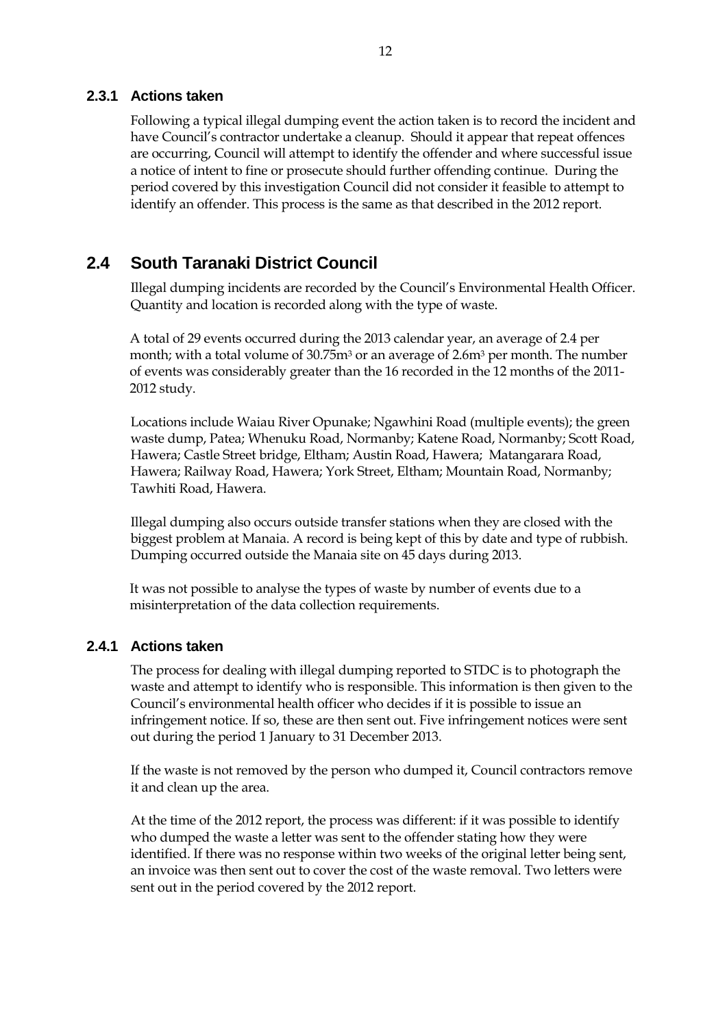### 2.3.1 Actions taken

Following a typical illegal dumping event the action taken is to record the incident and have Council's contractor undertake a cleanup. Should it appear that repeat offences are occurring, Council will attempt to identify the offender and where successful issue a notice of intent to fine or prosecute should further offending continue. During the period covered by this investigation Council did not consider it feasible to attempt to identify an offender. This process is the same as that described in the 2012 report.

## 2.4 South Taranaki District Council

Illegal dumping incidents are recorded by the Council's Environmental Health Officer. Quantity and location is recorded along with the type of waste.

A total of 29 events occurred during the 2013 calendar year, an average of 2.4 per month; with a total volume of 30.75m$^3$ or an average of 2.6m$^3$ per month. The number of events was considerably greater than the 16 recorded in the 12 months of the 2011-2012 study.

Locations include Waiau River Opunake; Ngawhini Road (multiple events); the green waste dump, Patea; Whenuku Road, Normanby; Katene Road, Normanby; Scott Road, Hawera; Castle Street bridge, Eltham; Austin Road, Hawera; Matangarara Road, Hawera; Railway Road, Hawera; York Street, Eltham; Mountain Road, Normanby; Tawhiti Road, Hawera.

Illegal dumping also occurs outside transfer stations when they are closed with the biggest problem at Manaia. A record is being kept of this by date and type of rubbish. Dumping occurred outside the Manaia site on 45 days during 2013.

It was not possible to analyse the types of waste by number of events due to a misinterpretation of the data collection requirements.

### 2.4.1 Actions taken

The process for dealing with illegal dumping reported to STDC is to photograph the waste and attempt to identify who is responsible. This information is then given to the Council's environmental health officer who decides if it is possible to issue an infringement notice. If so, these are then sent out. Five infringement notices were sent out during the period 1 January to 31 December 2013.

If the waste is not removed by the person who dumped it, Council contractors remove it and clean up the area.

At the time of the 2012 report, the process was different: if it was possible to identify who dumped the waste a letter was sent to the offender stating how they were identified. If there was no response within two weeks of the original letter being sent, an invoice was then sent out to cover the cost of the waste removal. Two letters were sent out in the period covered by the 2012 report.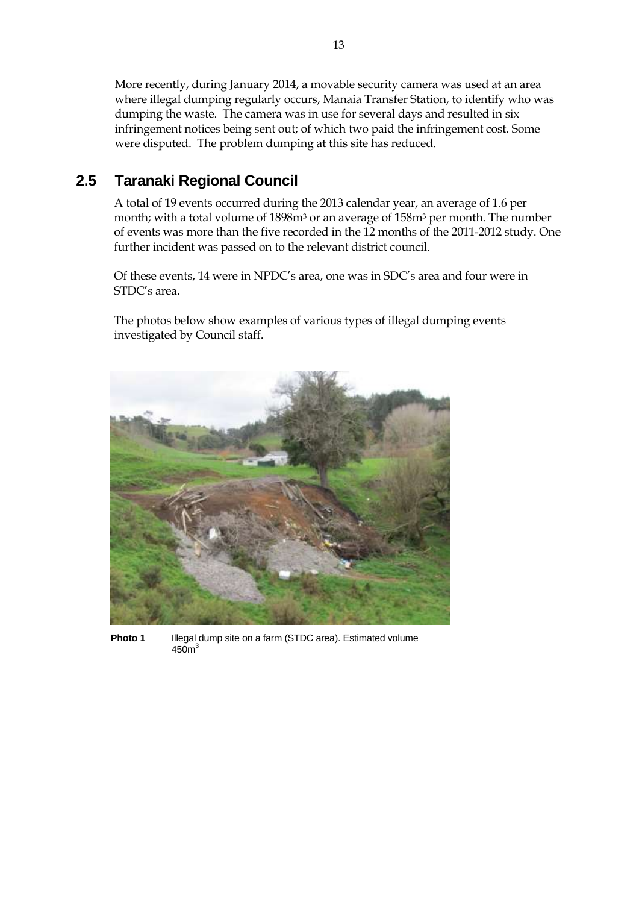More recently, during January 2014, a movable security camera was used at an area where illegal dumping regularly occurs, Manaia Transfer Station, to identify who was dumping the waste. The camera was in use for several days and resulted in six infringement notices being sent out; of which two paid the infringement cost. Some were disputed. The problem dumping at this site has reduced.

## 2.5 Taranaki Regional Council

A total of 19 events occurred during the 2013 calendar year, an average of 1.6 per month; with a total volume of 1898m$^3$ or an average of 158m$^3$ per month. The number of events was more than the five recorded in the 12 months of the 2011-2012 study. One further incident was passed on to the relevant district council.

Of these events, 14 were in NPDC's area, one was in SDC's area and four were in STDC's area.

The photos below show examples of various types of illegal dumping events investigated by Council staff.

**Photo 1** Illegal dump site on a farm (STDC area). Estimated volume 450m$^3$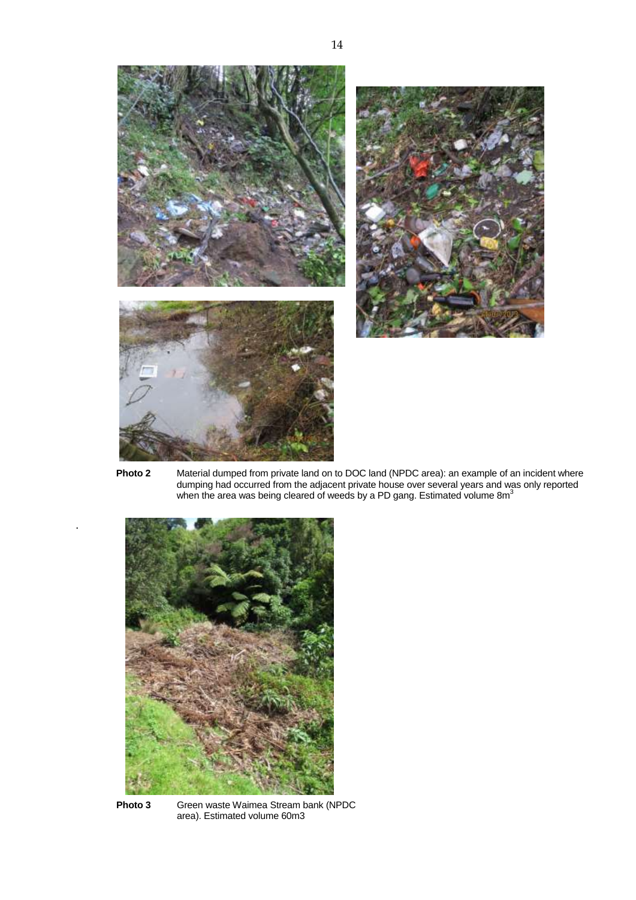**Photo 2** Material dumped from private land on to DOC land (NPDC area): an example of an incident where dumping had occurred from the adjacent private house over several years and was only reported when the area was being cleared of weeds by a PD gang. Estimated volume $8m^3$

**Photo 3** Green waste Waimea Stream bank (NPDC area). Estimated volume 60m3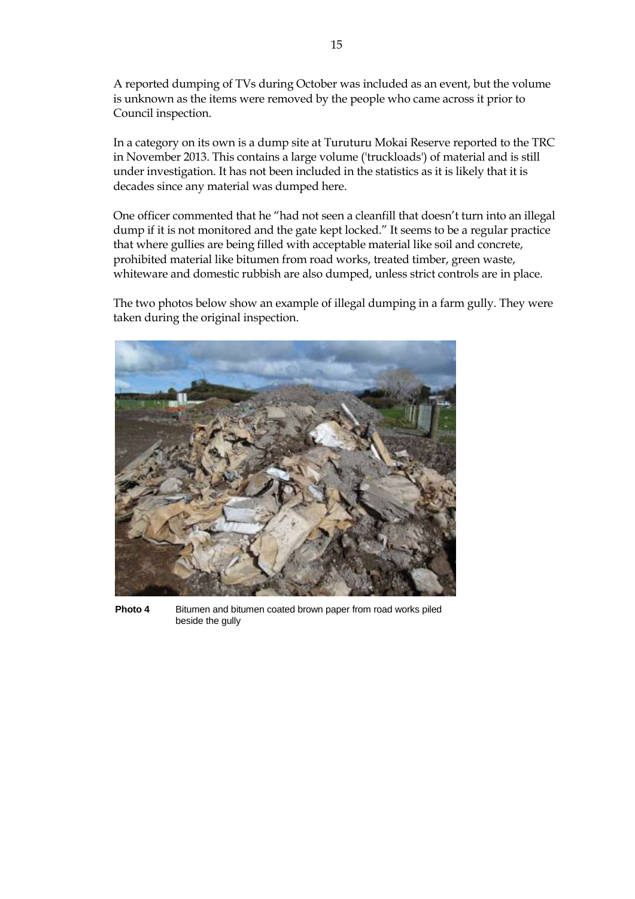A reported dumping of TVs during October was included as an event, but the volume is unknown as the items were removed by the people who came across it prior to Council inspection.

In a category on its own is a dump site at Turuturu Mokai Reserve reported to the TRC in November 2013. This contains a large volume ('truckloads') of material and is still under investigation. It has not been included in the statistics as it is likely that it is decades since any material was dumped here.

One officer commented that he "had not seen a cleanfill that doesn't turn into an illegal dump if it is not monitored and the gate kept locked." It seems to be a regular practice that where gullies are being filled with acceptable material like soil and concrete, prohibited material like bitumen from road works, treated timber, green waste, whiteware and domestic rubbish are also dumped, unless strict controls are in place.

The two photos below show an example of illegal dumping in a farm gully. They were taken during the original inspection.

**Photo 4** Bitumen and bitumen coated brown paper from road works piled beside the gully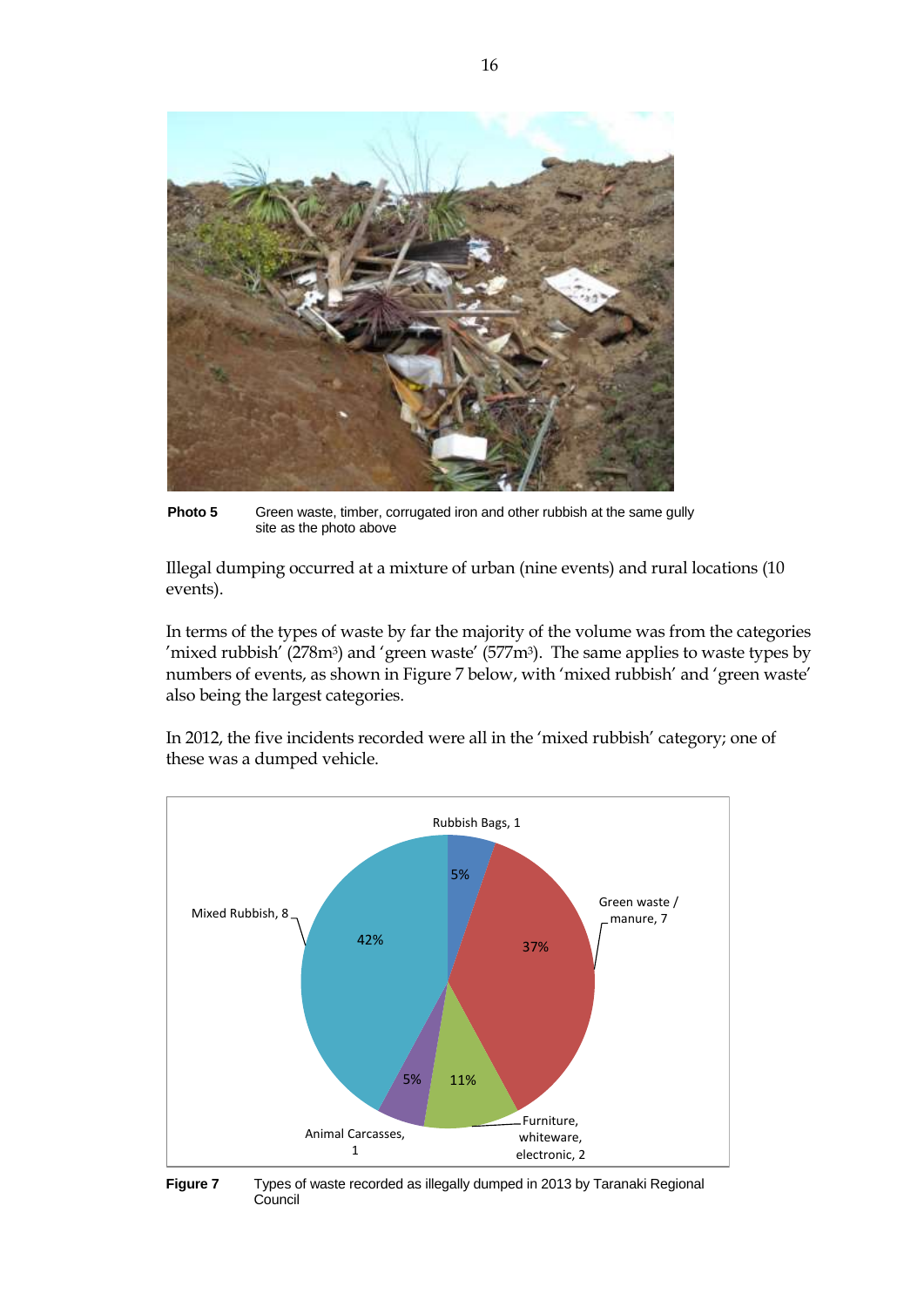**Photo 5** Green waste, timber, corrugated iron and other rubbish at the same gully site as the photo above

Illegal dumping occurred at a mixture of urban (nine events) and rural locations (10 events).

In terms of the types of waste by far the majority of the volume was from the categories 'mixed rubbish' (278m$^3$) and 'green waste' (577m$^3$). The same applies to waste types by numbers of events, as shown in Figure 7 below, with 'mixed rubbish' and 'green waste' also being the largest categories.

In 2012, the five incidents recorded were all in the 'mixed rubbish' category; one of these was a dumped vehicle.

**Figure 7** Types of waste recorded as illegally dumped in 2013 by Taranaki Regional Council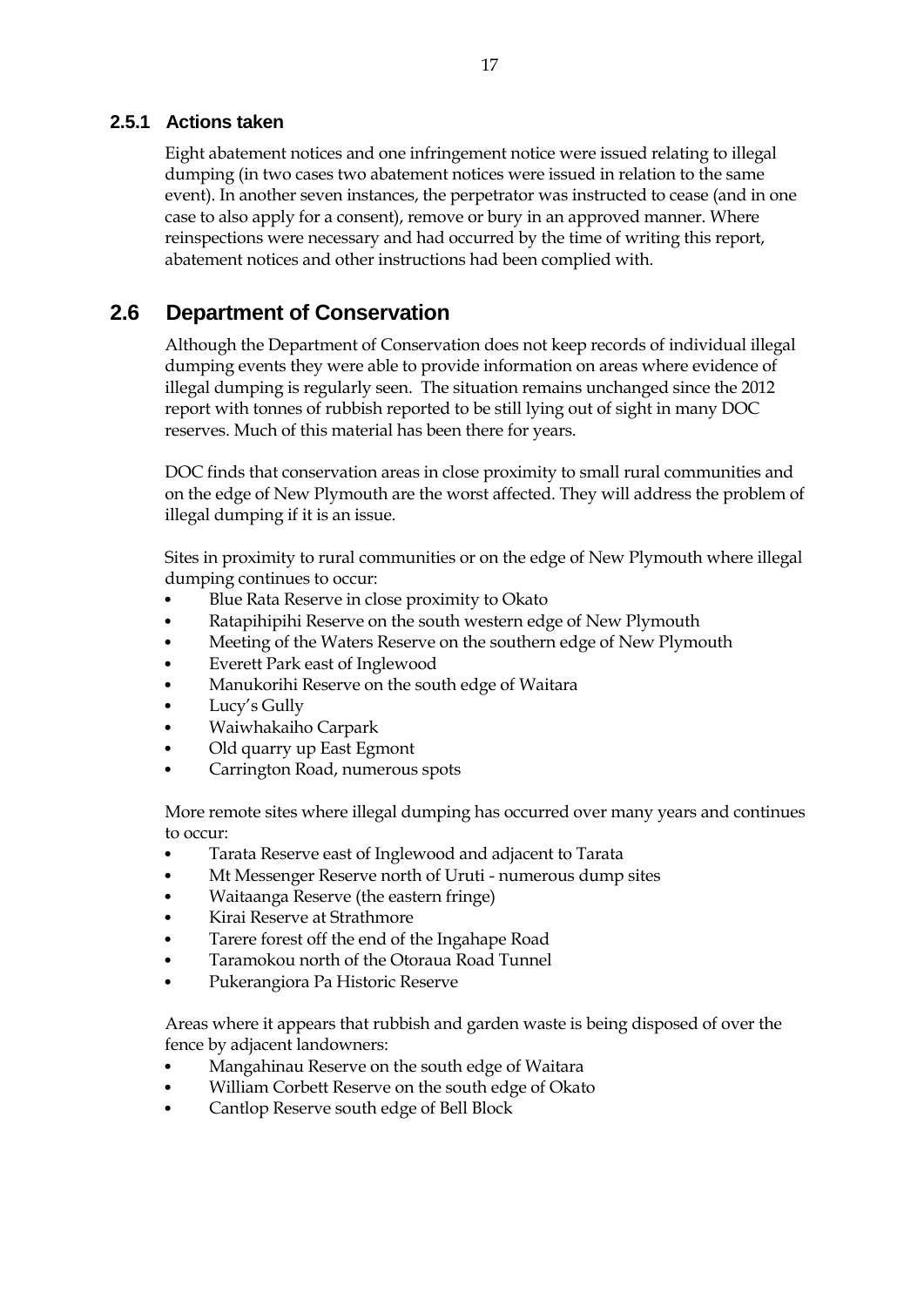### 2.5.1 Actions taken

Eight abatement notices and one infringement notice were issued relating to illegal dumping (in two cases two abatement notices were issued in relation to the same event). In another seven instances, the perpetrator was instructed to cease (and in one case to also apply for a consent), remove or bury in an approved manner. Where reinspections were necessary and had occurred by the time of writing this report, abatement notices and other instructions had been complied with.

## 2.6 Department of Conservation

Although the Department of Conservation does not keep records of individual illegal dumping events they were able to provide information on areas where evidence of illegal dumping is regularly seen. The situation remains unchanged since the 2012 report with tonnes of rubbish reported to be still lying out of sight in many DOC reserves. Much of this material has been there for years.

DOC finds that conservation areas in close proximity to small rural communities and on the edge of New Plymouth are the worst affected. They will address the problem of illegal dumping if it is an issue.

Sites in proximity to rural communities or on the edge of New Plymouth where illegal dumping continues to occur:

- Blue Rata Reserve in close proximity to Okato
- Ratapihipihi Reserve on the south western edge of New Plymouth
- Meeting of the Waters Reserve on the southern edge of New Plymouth
- Everett Park east of Inglewood
- Manukorihi Reserve on the south edge of Waitara
- Lucy's Gully
- Waiwhakaiho Carpark
- Old quarry up East Egmont
- Carrington Road, numerous spots

More remote sites where illegal dumping has occurred over many years and continues to occur:

- Tarata Reserve east of Inglewood and adjacent to Tarata
- Mt Messenger Reserve north of Uruti - numerous dump sites
- Waitaanga Reserve (the eastern fringe)
- Kirai Reserve at Strathmore
- Tarere forest off the end of the Ingahape Road
- Taramokou north of the Otoraua Road Tunnel
- Pukerangiora Pa Historic Reserve

Areas where it appears that rubbish and garden waste is being disposed of over the fence by adjacent landowners:

- Mangahinau Reserve on the south edge of Waitara
- William Corbett Reserve on the south edge of Okato
- Cantlop Reserve south edge of Bell Block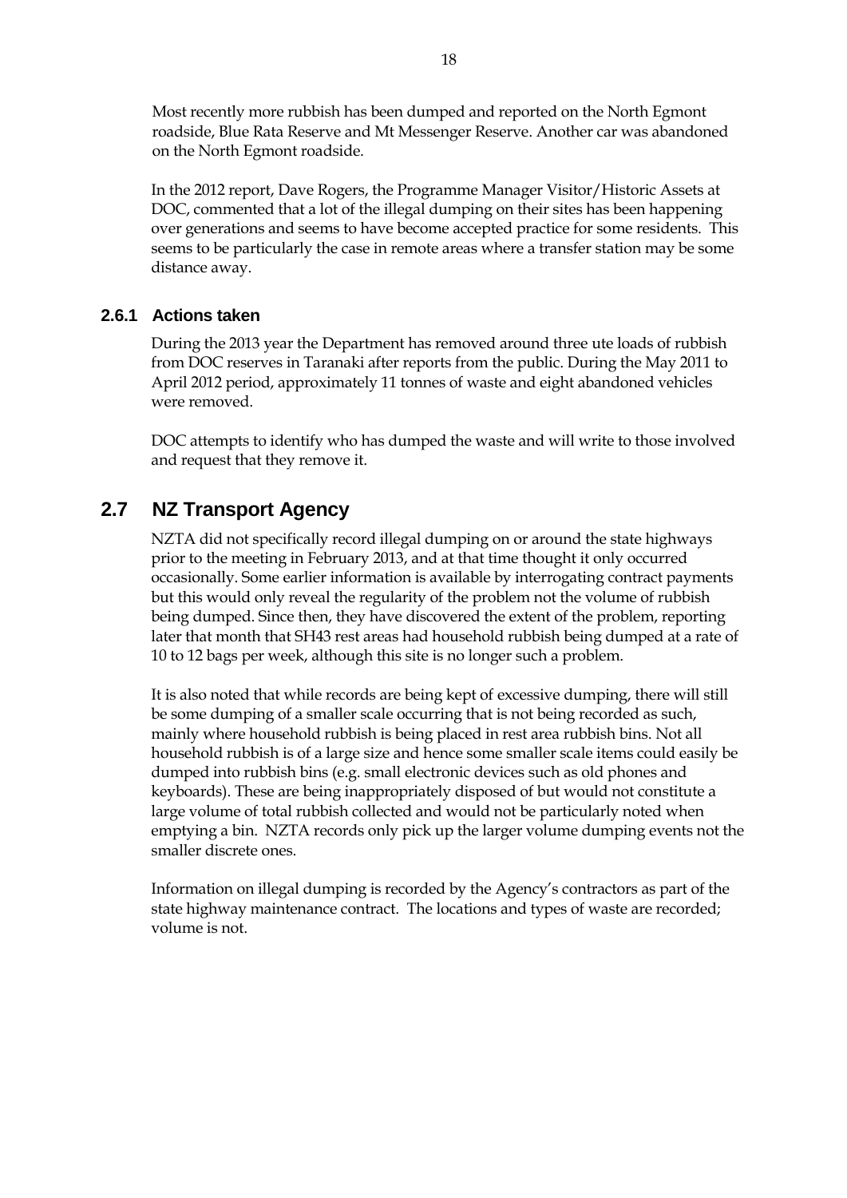Most recently more rubbish has been dumped and reported on the North Egmont roadside, Blue Rata Reserve and Mt Messenger Reserve. Another car was abandoned on the North Egmont roadside.

In the 2012 report, Dave Rogers, the Programme Manager Visitor/Historic Assets at DOC, commented that a lot of the illegal dumping on their sites has been happening over generations and seems to have become accepted practice for some residents. This seems to be particularly the case in remote areas where a transfer station may be some distance away.

### 2.6.1 Actions taken

During the 2013 year the Department has removed around three ute loads of rubbish from DOC reserves in Taranaki after reports from the public. During the May 2011 to April 2012 period, approximately 11 tonnes of waste and eight abandoned vehicles were removed.

DOC attempts to identify who has dumped the waste and will write to those involved and request that they remove it.

## 2.7 NZ Transport Agency

NZTA did not specifically record illegal dumping on or around the state highways prior to the meeting in February 2013, and at that time thought it only occurred occasionally. Some earlier information is available by interrogating contract payments but this would only reveal the regularity of the problem not the volume of rubbish being dumped. Since then, they have discovered the extent of the problem, reporting later that month that SH43 rest areas had household rubbish being dumped at a rate of 10 to 12 bags per week, although this site is no longer such a problem.

It is also noted that while records are being kept of excessive dumping, there will still be some dumping of a smaller scale occurring that is not being recorded as such, mainly where household rubbish is being placed in rest area rubbish bins. Not all household rubbish is of a large size and hence some smaller scale items could easily be dumped into rubbish bins (e.g. small electronic devices such as old phones and keyboards). These are being inappropriately disposed of but would not constitute a large volume of total rubbish collected and would not be particularly noted when emptying a bin. NZTA records only pick up the larger volume dumping events not the smaller discrete ones.

Information on illegal dumping is recorded by the Agency's contractors as part of the state highway maintenance contract. The locations and types of waste are recorded; volume is not.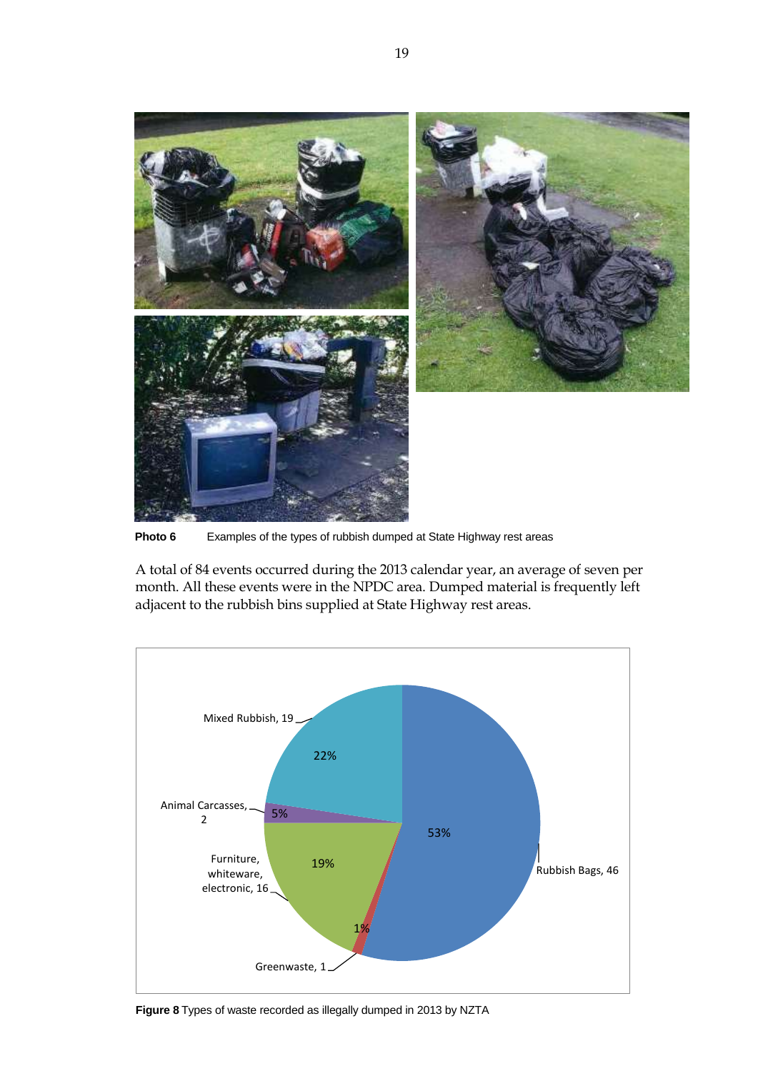**Photo 6** Examples of the types of rubbish dumped at State Highway rest areas

A total of 84 events occurred during the 2013 calendar year, an average of seven per month. All these events were in the NPDC area. Dumped material is frequently left adjacent to the rubbish bins supplied at State Highway rest areas.

| Type of waste | Number | Percentage |
|---|---|---|
| Rubbish Bags | 46 | 53% |
| Mixed Rubbish | 19 | 22% |
| Furniture, whiteware, electronic | 16 | 19% |
| Animal Carcasses | 2 | 5% |
| Greenwaste | 1 | 1% |

**Figure 8** Types of waste recorded as illegally dumped in 2013 by NZTA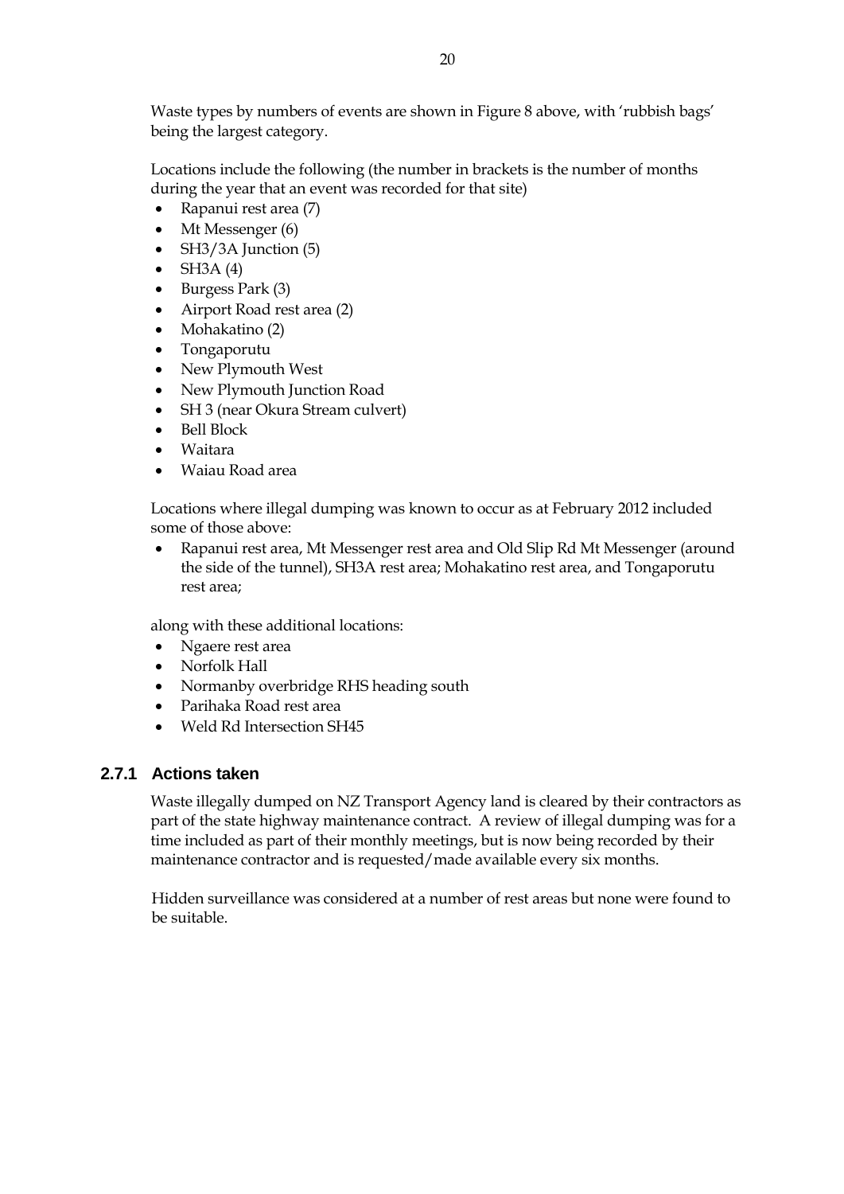Waste types by numbers of events are shown in Figure 8 above, with 'rubbish bags' being the largest category.

Locations include the following (the number in brackets is the number of months during the year that an event was recorded for that site)

- Rapanui rest area (7)
- Mt Messenger (6)
- SH3/3A Junction (5)
- SH3A (4)
- Burgess Park (3)
- Airport Road rest area (2)
- Mohakatino (2)
- Tongaporutu
- New Plymouth West
- New Plymouth Junction Road
- SH 3 (near Okura Stream culvert)
- Bell Block
- Waitara
- Waiau Road area

Locations where illegal dumping was known to occur as at February 2012 included some of those above:

- Rapanui rest area, Mt Messenger rest area and Old Slip Rd Mt Messenger (around the side of the tunnel), SH3A rest area; Mohakatino rest area, and Tongaporutu rest area;

along with these additional locations:

- Ngaere rest area
- Norfolk Hall
- Normanby overbridge RHS heading south
- Parihaka Road rest area
- Weld Rd Intersection SH45

### 2.7.1 Actions taken

Waste illegally dumped on NZ Transport Agency land is cleared by their contractors as part of the state highway maintenance contract. A review of illegal dumping was for a time included as part of their monthly meetings, but is now being recorded by their maintenance contractor and is requested/made available every six months.

Hidden surveillance was considered at a number of rest areas but none were found to be suitable.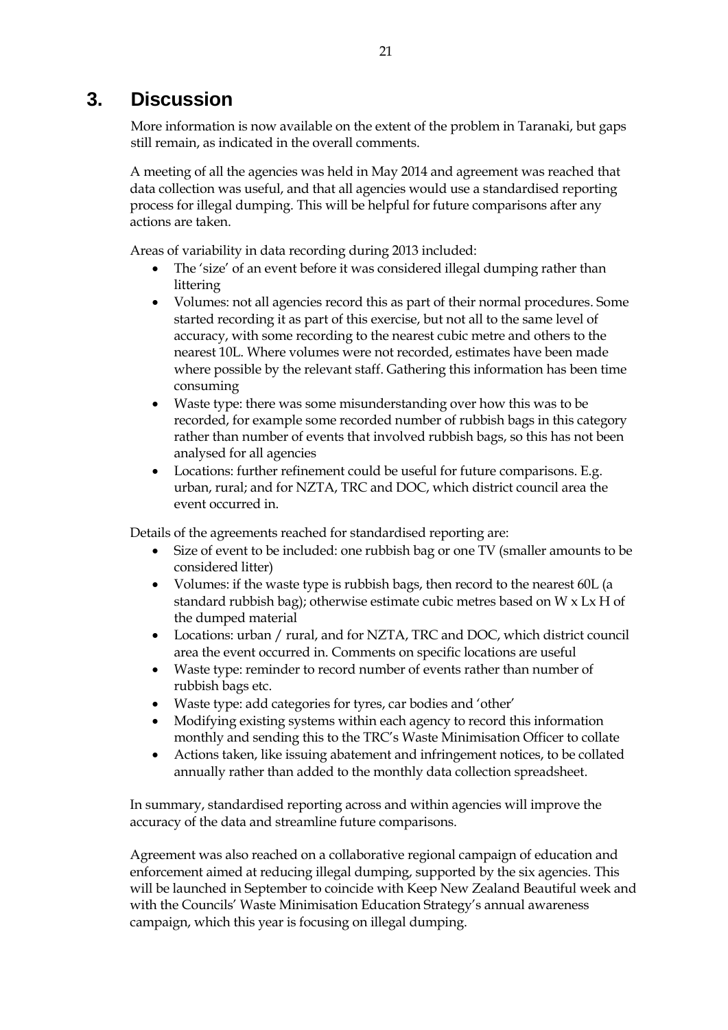# 3. Discussion

More information is now available on the extent of the problem in Taranaki, but gaps still remain, as indicated in the overall comments.

A meeting of all the agencies was held in May 2014 and agreement was reached that data collection was useful, and that all agencies would use a standardised reporting process for illegal dumping. This will be helpful for future comparisons after any actions are taken.

Areas of variability in data recording during 2013 included:

- The 'size' of an event before it was considered illegal dumping rather than littering
- Volumes: not all agencies record this as part of their normal procedures. Some started recording it as part of this exercise, but not all to the same level of accuracy, with some recording to the nearest cubic metre and others to the nearest 10L. Where volumes were not recorded, estimates have been made where possible by the relevant staff. Gathering this information has been time consuming
- Waste type: there was some misunderstanding over how this was to be recorded, for example some recorded number of rubbish bags in this category rather than number of events that involved rubbish bags, so this has not been analysed for all agencies
- Locations: further refinement could be useful for future comparisons. E.g. urban, rural; and for NZTA, TRC and DOC, which district council area the event occurred in.

Details of the agreements reached for standardised reporting are:

- Size of event to be included: one rubbish bag or one TV (smaller amounts to be considered litter)
- Volumes: if the waste type is rubbish bags, then record to the nearest 60L (a standard rubbish bag); otherwise estimate cubic metres based on W x Lx H of the dumped material
- Locations: urban / rural, and for NZTA, TRC and DOC, which district council area the event occurred in. Comments on specific locations are useful
- Waste type: reminder to record number of events rather than number of rubbish bags etc.
- Waste type: add categories for tyres, car bodies and 'other'
- Modifying existing systems within each agency to record this information monthly and sending this to the TRC's Waste Minimisation Officer to collate
- Actions taken, like issuing abatement and infringement notices, to be collated annually rather than added to the monthly data collection spreadsheet.

In summary, standardised reporting across and within agencies will improve the accuracy of the data and streamline future comparisons.

Agreement was also reached on a collaborative regional campaign of education and enforcement aimed at reducing illegal dumping, supported by the six agencies. This will be launched in September to coincide with Keep New Zealand Beautiful week and with the Councils' Waste Minimisation Education Strategy's annual awareness campaign, which this year is focusing on illegal dumping.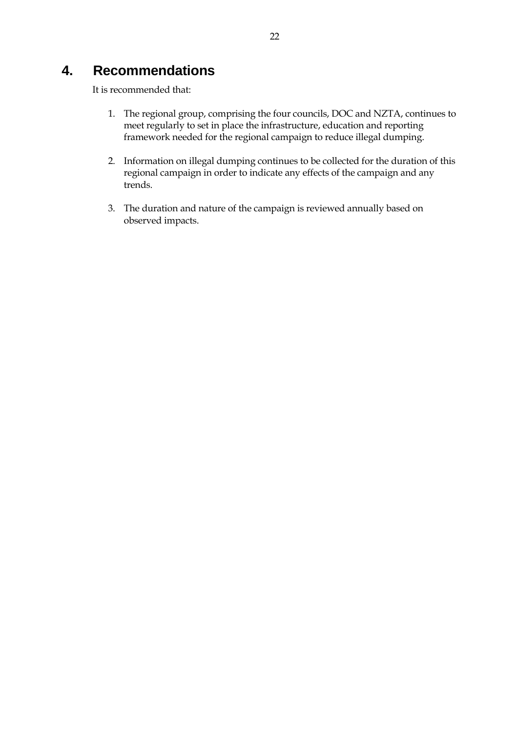# 4. Recommendations

It is recommended that:

1. The regional group, comprising the four councils, DOC and NZTA, continues to meet regularly to set in place the infrastructure, education and reporting framework needed for the regional campaign to reduce illegal dumping.

2. Information on illegal dumping continues to be collected for the duration of this regional campaign in order to indicate any effects of the campaign and any trends.

3. The duration and nature of the campaign is reviewed annually based on observed impacts.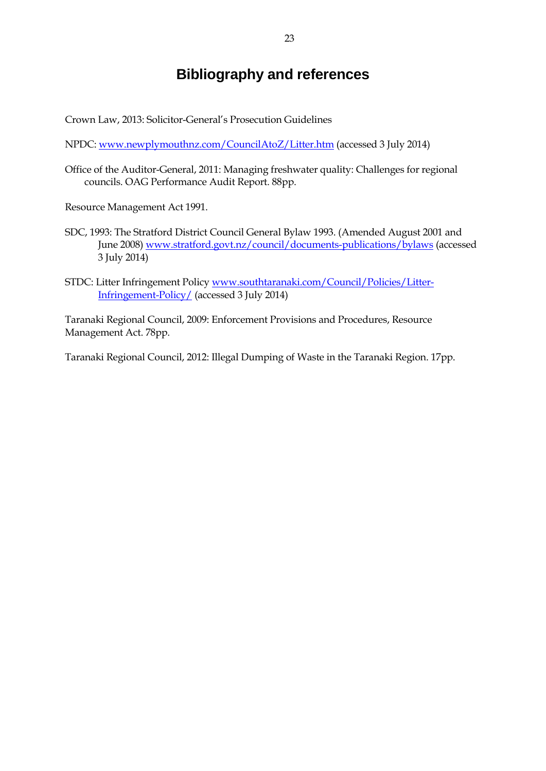# Bibliography and references

Crown Law, 2013: Solicitor-General's Prosecution Guidelines

NPDC: [www.newplymouthnz.com/CouncilAtoZ/Litter.htm](www.newplymouthnz.com/CouncilAtoZ/Litter.htm) (accessed 3 July 2014)

Office of the Auditor-General, 2011: Managing freshwater quality: Challenges for regional councils. OAG Performance Audit Report. 88pp.

Resource Management Act 1991.

SDC, 1993: The Stratford District Council General Bylaw 1993. (Amended August 2001 and June 2008) [www.stratford.govt.nz/council/documents-publications/bylaws](www.stratford.govt.nz/council/documents-publications/bylaws) (accessed 3 July 2014)

STDC: Litter Infringement Policy [www.southtaranaki.com/Council/Policies/Litter-Infringement-Policy/](www.southtaranaki.com/Council/Policies/Litter-Infringement-Policy/) (accessed 3 July 2014)

Taranaki Regional Council, 2009: Enforcement Provisions and Procedures, Resource Management Act. 78pp.

Taranaki Regional Council, 2012: Illegal Dumping of Waste in the Taranaki Region. 17pp.